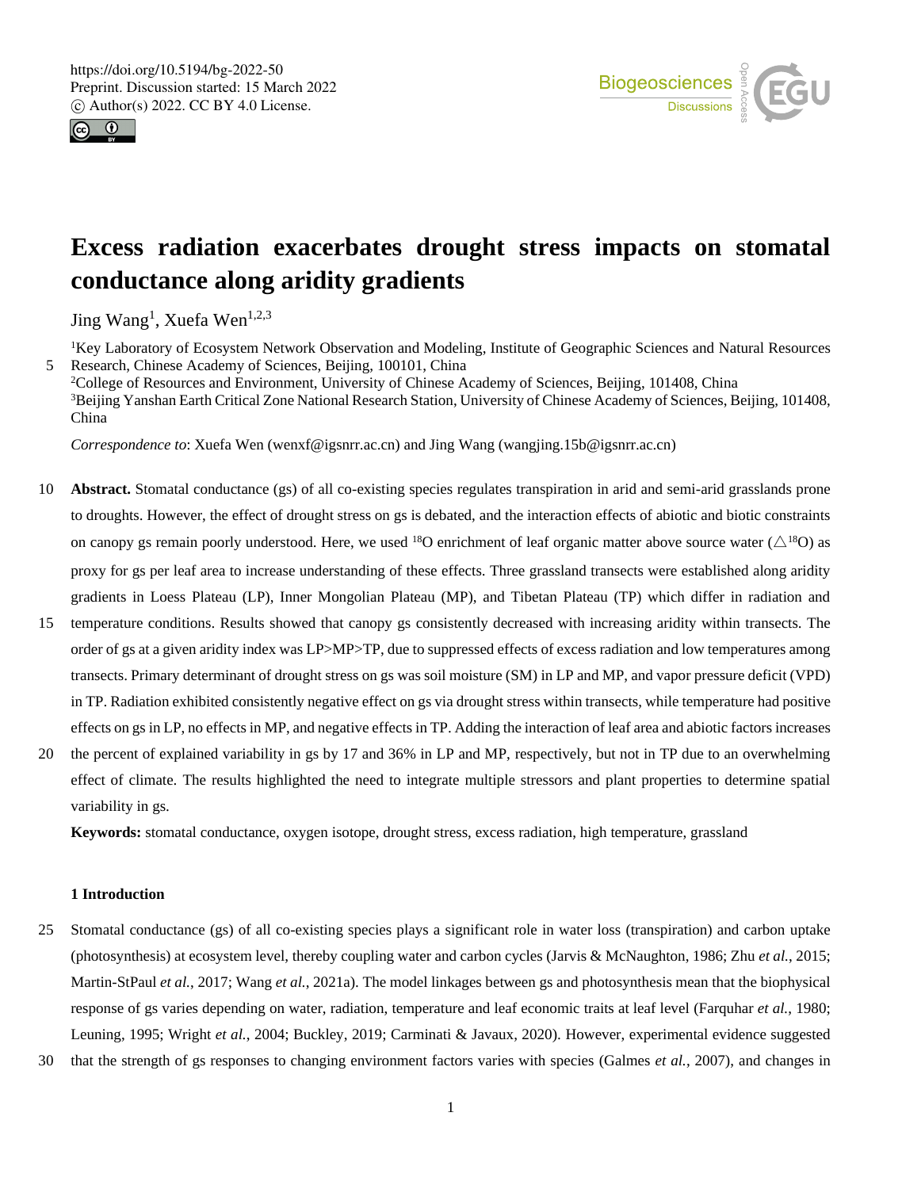# Excess radiation exacerbates drought stress impacts on stomatal conductance along aridity gradients

Jing Wang[1], Xuefa Wen[1,2,3]

[1]Key Laboratory of Ecosystem Network Observation and Modeling, Institute of Geographic Sciences and Natural Resources Research, Chinese Academy of Sciences, Beijing, 100101, China
[2]College of Resources and Environment, University of Chinese Academy of Sciences, Beijing, 101408, China
[3]Beijing Yanshan Earth Critical Zone National Research Station, University of Chinese Academy of Sciences, Beijing, 101408, China

*Correspondence to*: Xuefa Wen (wenxf@igsnrr.ac.cn) and Jing Wang (wangjing.15b@igsnrr.ac.cn)

**Abstract.** Stomatal conductance (gs) of all co-existing species regulates transpiration in arid and semi-arid grasslands prone to droughts. However, the effect of drought stress on gs is debated, and the interaction effects of abiotic and biotic constraints on canopy gs remain poorly understood. Here, we used $^{18}O$ enrichment of leaf organic matter above source water ($\triangle^{18}O$) as proxy for gs per leaf area to increase understanding of these effects. Three grassland transects were established along aridity gradients in Loess Plateau (LP), Inner Mongolian Plateau (MP), and Tibetan Plateau (TP) which differ in radiation and temperature conditions. Results showed that canopy gs consistently decreased with increasing aridity within transects. The order of gs at a given aridity index was LP>MP>TP, due to suppressed effects of excess radiation and low temperatures among transects. Primary determinant of drought stress on gs was soil moisture (SM) in LP and MP, and vapor pressure deficit (VPD) in TP. Radiation exhibited consistently negative effect on gs via drought stress within transects, while temperature had positive effects on gs in LP, no effects in MP, and negative effects in TP. Adding the interaction of leaf area and abiotic factors increases the percent of explained variability in gs by 17 and 36% in LP and MP, respectively, but not in TP due to an overwhelming effect of climate. The results highlighted the need to integrate multiple stressors and plant properties to determine spatial variability in gs.

**Keywords:** stomatal conductance, oxygen isotope, drought stress, excess radiation, high temperature, grassland

## 1 Introduction

Stomatal conductance (gs) of all co-existing species plays a significant role in water loss (transpiration) and carbon uptake (photosynthesis) at ecosystem level, thereby coupling water and carbon cycles (Jarvis & McNaughton, 1986; Zhu *et al.*, 2015; Martin-StPaul *et al.*, 2017; Wang *et al.*, 2021a). The model linkages between gs and photosynthesis mean that the biophysical response of gs varies depending on water, radiation, temperature and leaf economic traits at leaf level (Farquhar *et al.*, 1980; Leuning, 1995; Wright *et al.*, 2004; Buckley, 2019; Carminati & Javaux, 2020). However, experimental evidence suggested that the strength of gs responses to changing environment factors varies with species (Galmes *et al.*, 2007), and changes in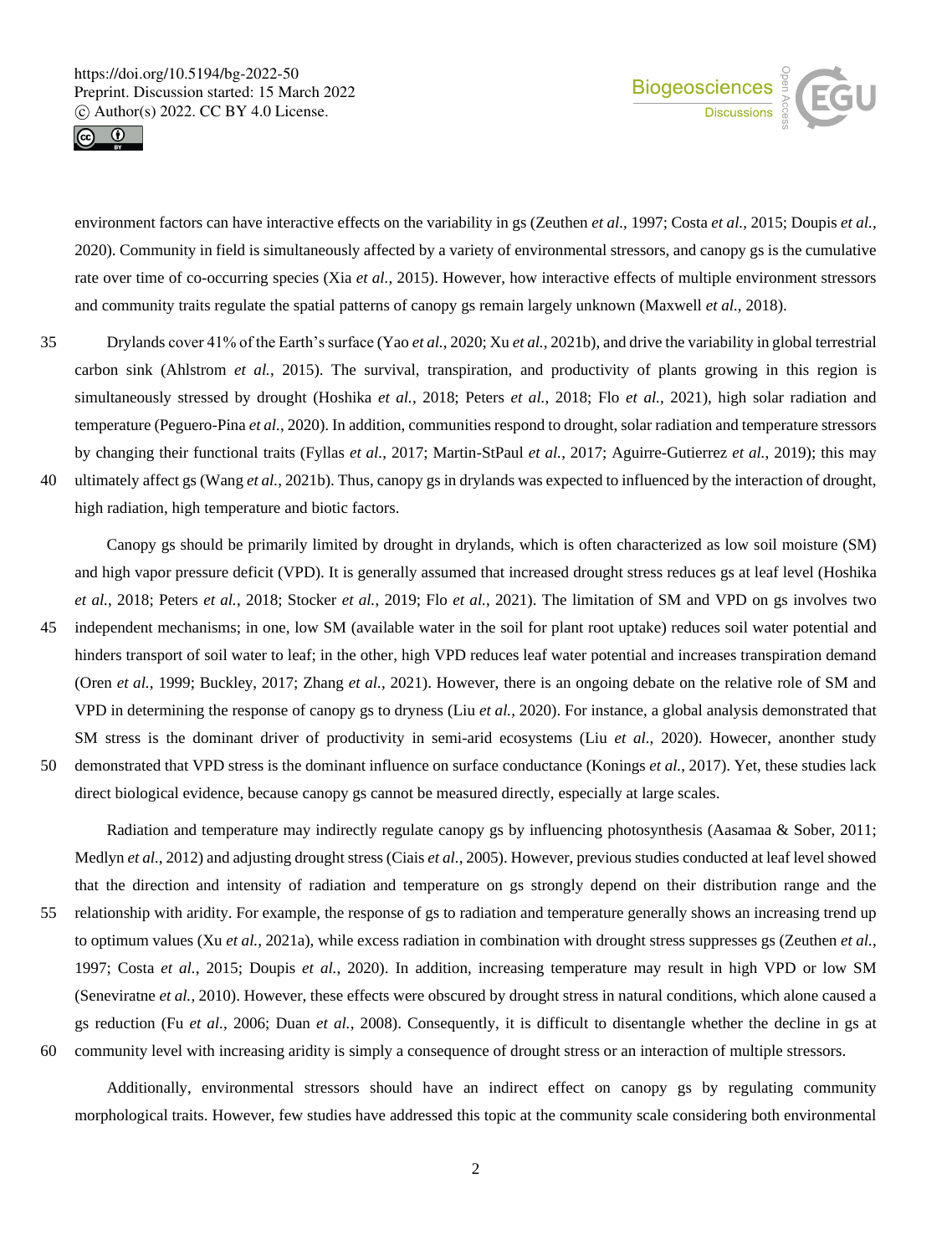environment factors can have interactive effects on the variability in gs (Zeuthen *et al.*, 1997; Costa *et al.*, 2015; Doupis *et al.*, 2020). Community in field is simultaneously affected by a variety of environmental stressors, and canopy gs is the cumulative rate over time of co-occurring species (Xia *et al.*, 2015). However, how interactive effects of multiple environment stressors and community traits regulate the spatial patterns of canopy gs remain largely unknown (Maxwell *et al.*, 2018).

Drylands cover 41% of the Earth's surface (Yao *et al.*, 2020; Xu *et al.*, 2021b), and drive the variability in global terrestrial carbon sink (Ahlstrom *et al.*, 2015). The survival, transpiration, and productivity of plants growing in this region is simultaneously stressed by drought (Hoshika *et al.*, 2018; Peters *et al.*, 2018; Flo *et al.*, 2021), high solar radiation and temperature (Peguero-Pina *et al.*, 2020). In addition, communities respond to drought, solar radiation and temperature stressors by changing their functional traits (Fyllas *et al.*, 2017; Martin-StPaul *et al.*, 2017; Aguirre-Gutierrez *et al.*, 2019); this may ultimately affect gs (Wang *et al.*, 2021b). Thus, canopy gs in drylands was expected to influenced by the interaction of drought, high radiation, high temperature and biotic factors.

Canopy gs should be primarily limited by drought in drylands, which is often characterized as low soil moisture (SM) and high vapor pressure deficit (VPD). It is generally assumed that increased drought stress reduces gs at leaf level (Hoshika *et al.*, 2018; Peters *et al.*, 2018; Stocker *et al.*, 2019; Flo *et al.*, 2021). The limitation of SM and VPD on gs involves two independent mechanisms; in one, low SM (available water in the soil for plant root uptake) reduces soil water potential and hinders transport of soil water to leaf; in the other, high VPD reduces leaf water potential and increases transpiration demand (Oren *et al.*, 1999; Buckley, 2017; Zhang *et al.*, 2021). However, there is an ongoing debate on the relative role of SM and VPD in determining the response of canopy gs to dryness (Liu *et al.*, 2020). For instance, a global analysis demonstrated that SM stress is the dominant driver of productivity in semi-arid ecosystems (Liu *et al.*, 2020). Howecer, anonther study demonstrated that VPD stress is the dominant influence on surface conductance (Konings *et al.*, 2017). Yet, these studies lack direct biological evidence, because canopy gs cannot be measured directly, especially at large scales.

Radiation and temperature may indirectly regulate canopy gs by influencing photosynthesis (Aasamaa & Sober, 2011; Medlyn *et al.*, 2012) and adjusting drought stress (Ciais *et al.*, 2005). However, previous studies conducted at leaf level showed that the direction and intensity of radiation and temperature on gs strongly depend on their distribution range and the relationship with aridity. For example, the response of gs to radiation and temperature generally shows an increasing trend up to optimum values (Xu *et al.*, 2021a), while excess radiation in combination with drought stress suppresses gs (Zeuthen *et al.*, 1997; Costa *et al.*, 2015; Doupis *et al.*, 2020). In addition, increasing temperature may result in high VPD or low SM (Seneviratne *et al.*, 2010). However, these effects were obscured by drought stress in natural conditions, which alone caused a gs reduction (Fu *et al.*, 2006; Duan *et al.*, 2008). Consequently, it is difficult to disentangle whether the decline in gs at community level with increasing aridity is simply a consequence of drought stress or an interaction of multiple stressors.

Additionally, environmental stressors should have an indirect effect on canopy gs by regulating community morphological traits. However, few studies have addressed this topic at the community scale considering both environmental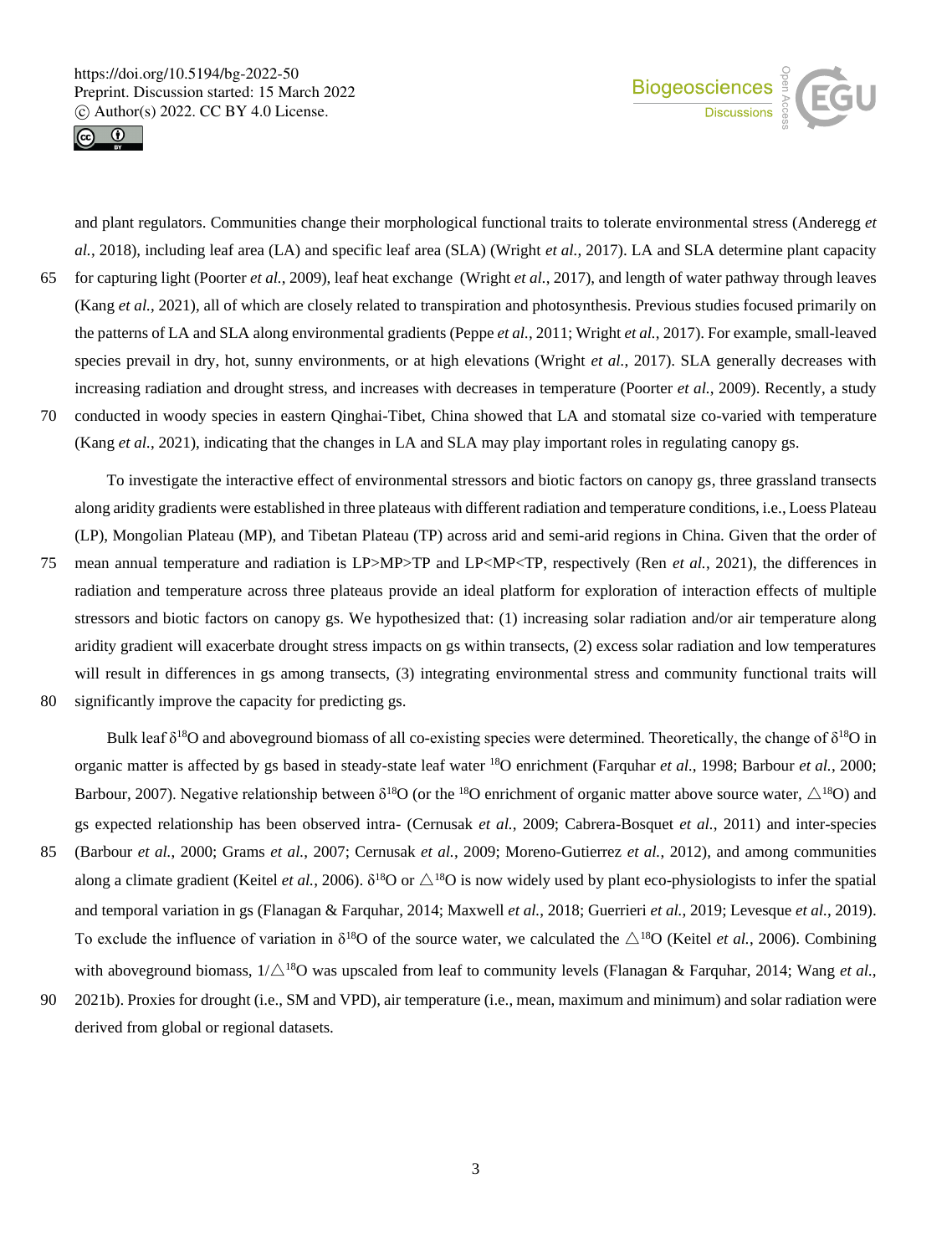and plant regulators. Communities change their morphological functional traits to tolerate environmental stress (Anderegg *et al.*, 2018), including leaf area (LA) and specific leaf area (SLA) (Wright *et al.*, 2017). LA and SLA determine plant capacity for capturing light (Poorter *et al.*, 2009), leaf heat exchange (Wright *et al.*, 2017), and length of water pathway through leaves (Kang *et al.*, 2021), all of which are closely related to transpiration and photosynthesis. Previous studies focused primarily on the patterns of LA and SLA along environmental gradients (Peppe *et al.*, 2011; Wright *et al.*, 2017). For example, small-leaved species prevail in dry, hot, sunny environments, or at high elevations (Wright *et al.*, 2017). SLA generally decreases with increasing radiation and drought stress, and increases with decreases in temperature (Poorter *et al.*, 2009). Recently, a study conducted in woody species in eastern Qinghai-Tibet, China showed that LA and stomatal size co-varied with temperature (Kang *et al.*, 2021), indicating that the changes in LA and SLA may play important roles in regulating canopy gs.

To investigate the interactive effect of environmental stressors and biotic factors on canopy gs, three grassland transects along aridity gradients were established in three plateaus with different radiation and temperature conditions, i.e., Loess Plateau (LP), Mongolian Plateau (MP), and Tibetan Plateau (TP) across arid and semi-arid regions in China. Given that the order of mean annual temperature and radiation is LP>MP>TP and LP<MP<TP, respectively (Ren *et al.*, 2021), the differences in radiation and temperature across three plateaus provide an ideal platform for exploration of interaction effects of multiple stressors and biotic factors on canopy gs. We hypothesized that: (1) increasing solar radiation and/or air temperature along aridity gradient will exacerbate drought stress impacts on gs within transects, (2) excess solar radiation and low temperatures will result in differences in gs among transects, (3) integrating environmental stress and community functional traits will significantly improve the capacity for predicting gs.

Bulk leaf $\delta^{18}O$ and aboveground biomass of all co-existing species were determined. Theoretically, the change of $\delta^{18}O$ in organic matter is affected by gs based in steady-state leaf water $^{18}O$ enrichment (Farquhar *et al.*, 1998; Barbour *et al.*, 2000; Barbour, 2007). Negative relationship between $\delta^{18}O$ (or the $^{18}O$ enrichment of organic matter above source water, $\triangle^{18}O$) and gs expected relationship has been observed intra- (Cernusak *et al.*, 2009; Cabrera-Bosquet *et al.*, 2011) and inter-species (Barbour *et al.*, 2000; Grams *et al.*, 2007; Cernusak *et al.*, 2009; Moreno-Gutierrez *et al.*, 2012), and among communities along a climate gradient (Keitel *et al.*, 2006). $\delta^{18}O$ or $\triangle^{18}O$ is now widely used by plant eco-physiologists to infer the spatial and temporal variation in gs (Flanagan & Farquhar, 2014; Maxwell *et al.*, 2018; Guerrieri *et al.*, 2019; Levesque *et al.*, 2019). To exclude the influence of variation in $\delta^{18}O$ of the source water, we calculated the $\triangle^{18}O$ (Keitel *et al.*, 2006). Combining with aboveground biomass, $1/\triangle^{18}O$ was upscaled from leaf to community levels (Flanagan & Farquhar, 2014; Wang *et al.*, 2021b). Proxies for drought (i.e., SM and VPD), air temperature (i.e., mean, maximum and minimum) and solar radiation were derived from global or regional datasets.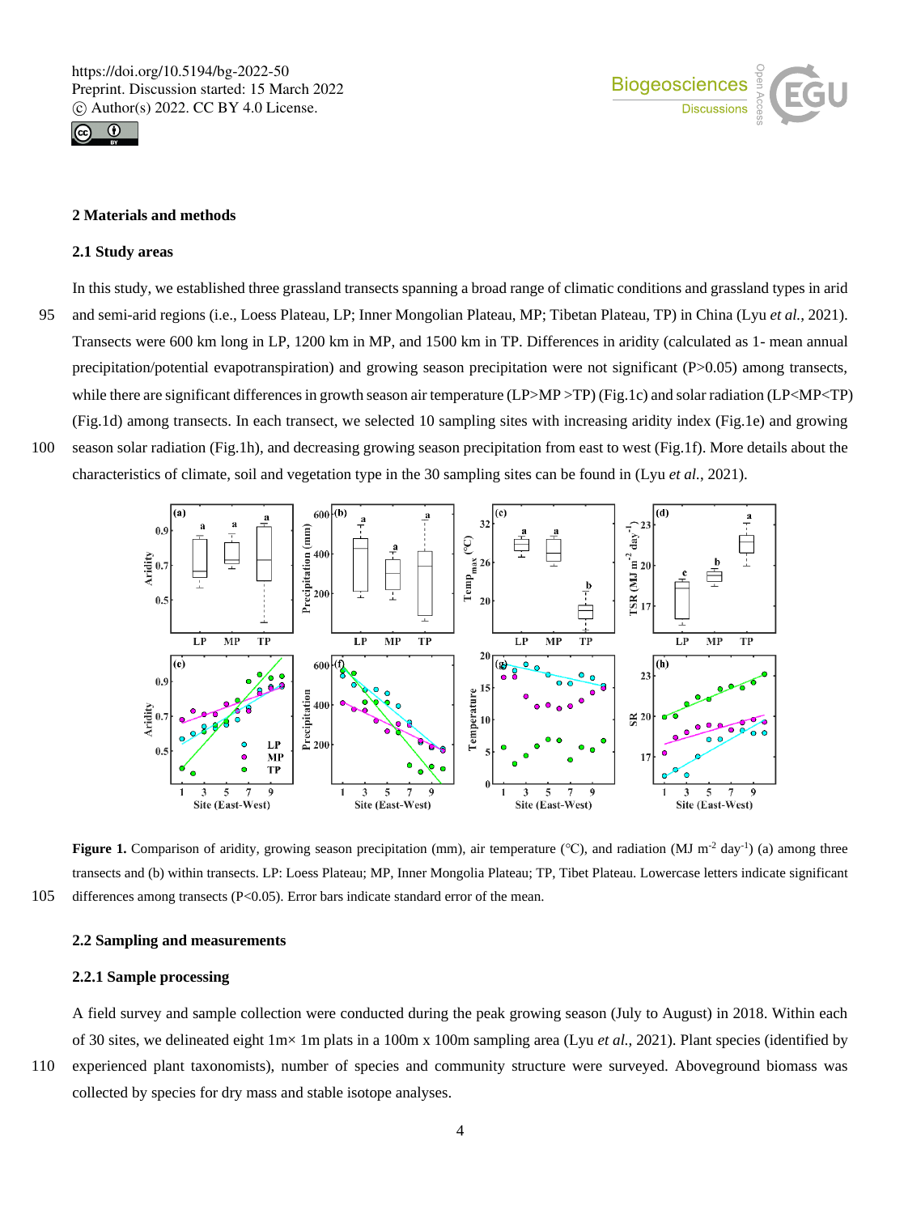## 2 Materials and methods

### 2.1 Study areas

In this study, we established three grassland transects spanning a broad range of climatic conditions and grassland types in arid and semi-arid regions (i.e., Loess Plateau, LP; Inner Mongolian Plateau, MP; Tibetan Plateau, TP) in China (Lyu *et al.*, 2021). Transects were 600 km long in LP, 1200 km in MP, and 1500 km in TP. Differences in aridity (calculated as 1- mean annual precipitation/potential evapotranspiration) and growing season precipitation were not significant (P>0.05) among transects, while there are significant differences in growth season air temperature (LP>MP >TP) (Fig.1c) and solar radiation (LP<MP<TP) (Fig.1d) among transects. In each transect, we selected 10 sampling sites with increasing aridity index (Fig.1e) and growing season solar radiation (Fig.1h), and decreasing growing season precipitation from east to west (Fig.1f). More details about the characteristics of climate, soil and vegetation type in the 30 sampling sites can be found in (Lyu *et al.*, 2021).

**Figure 1.** Comparison of aridity, growing season precipitation (mm), air temperature (°C), and radiation (MJ $m^{-2}$ $day^{-1}$) (a) among three transects and (b) within transects. LP: Loess Plateau; MP, Inner Mongolia Plateau; TP, Tibet Plateau. Lowercase letters indicate significant differences among transects (P<0.05). Error bars indicate standard error of the mean.

### 2.2 Sampling and measurements

#### 2.2.1 Sample processing

A field survey and sample collection were conducted during the peak growing season (July to August) in 2018. Within each of 30 sites, we delineated eight 1m× 1m plats in a 100m x 100m sampling area (Lyu *et al.*, 2021). Plant species (identified by experienced plant taxonomists), number of species and community structure were surveyed. Aboveground biomass was collected by species for dry mass and stable isotope analyses.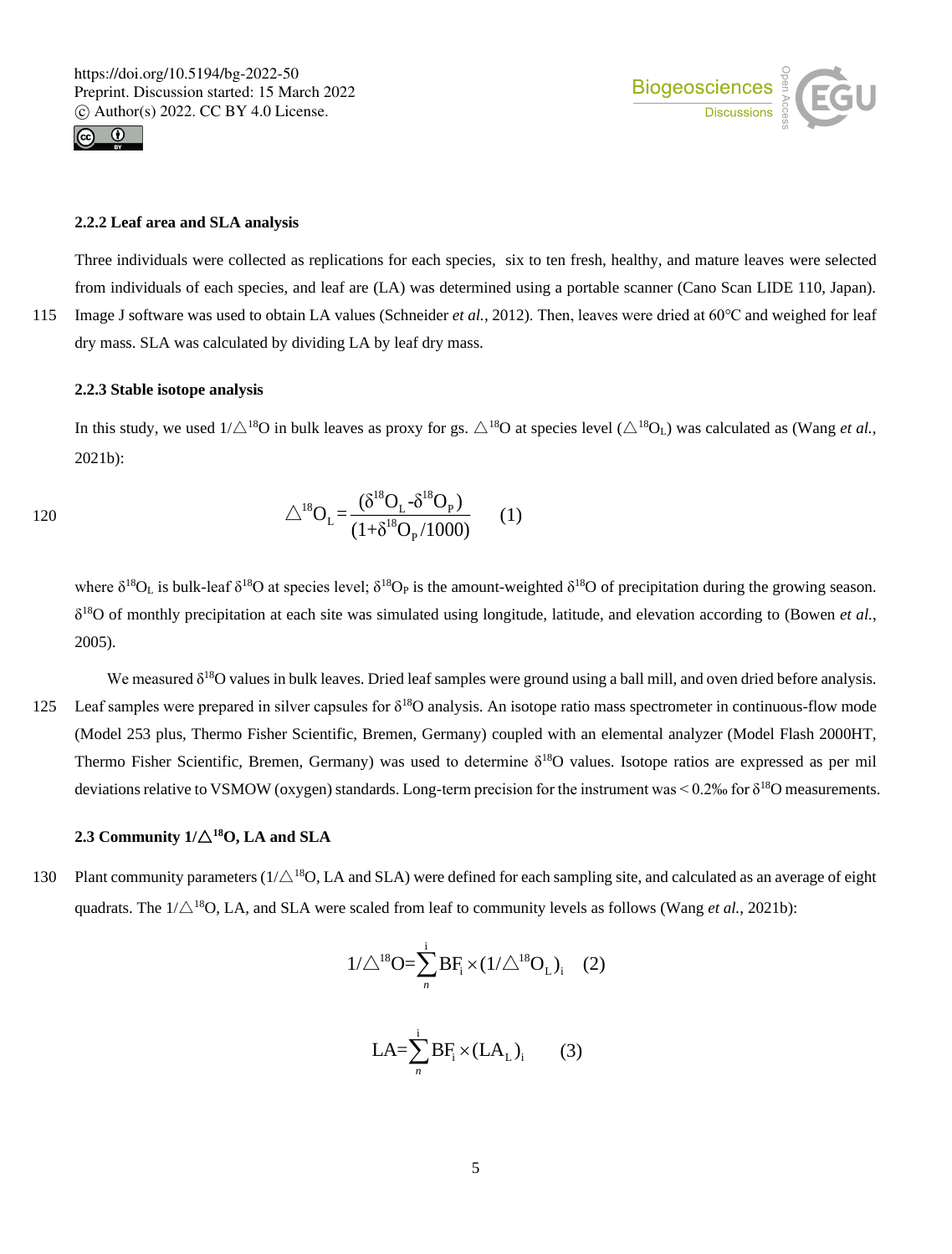### 2.2.2 Leaf area and SLA analysis

Three individuals were collected as replications for each species, six to ten fresh, healthy, and mature leaves were selected from individuals of each species, and leaf are (LA) was determined using a portable scanner (Cano Scan LIDE 110, Japan). Image J software was used to obtain LA values (Schneider *et al.*, 2012). Then, leaves were dried at 60°C and weighed for leaf dry mass. SLA was calculated by dividing LA by leaf dry mass.

### 2.2.3 Stable isotope analysis

In this study, we used $1/\triangle^{18}O$ in bulk leaves as proxy for gs. $\triangle^{18}O$ at species level ($\triangle^{18}O_L$) was calculated as (Wang *et al.*, 2021b):

$$\triangle^{18}O_L = \frac{(\delta^{18}O_L - \delta^{18}O_P)}{(1+\delta^{18}O_P/1000)} \quad (1)$$

where $\delta^{18}O_L$ is bulk-leaf $\delta^{18}O$ at species level; $\delta^{18}O_P$ is the amount-weighted $\delta^{18}O$ of precipitation during the growing season. $\delta^{18}O$ of monthly precipitation at each site was simulated using longitude, latitude, and elevation according to (Bowen *et al.*, 2005).

We measured $\delta^{18}O$ values in bulk leaves. Dried leaf samples were ground using a ball mill, and oven dried before analysis. Leaf samples were prepared in silver capsules for $\delta^{18}O$ analysis. An isotope ratio mass spectrometer in continuous-flow mode (Model 253 plus, Thermo Fisher Scientific, Bremen, Germany) coupled with an elemental analyzer (Model Flash 2000HT, Thermo Fisher Scientific, Bremen, Germany) was used to determine $\delta^{18}O$ values. Isotope ratios are expressed as per mil deviations relative to VSMOW (oxygen) standards. Long-term precision for the instrument was < 0.2‰ for $\delta^{18}O$ measurements.

### 2.3 Community $1/\triangle^{18}O$, LA and SLA

Plant community parameters ($1/\triangle^{18}O$, LA and SLA) were defined for each sampling site, and calculated as an average of eight quadrats. The $1/\triangle^{18}O$, LA, and SLA were scaled from leaf to community levels as follows (Wang *et al.*, 2021b):

$$1/\triangle^{18}O = \sum_{n}^{i} BF_i \times (1/\triangle^{18}O_L)_i \quad (2)$$

$$LA = \sum_{n}^{i} BF_i \times (LA_L)_i \quad (3)$$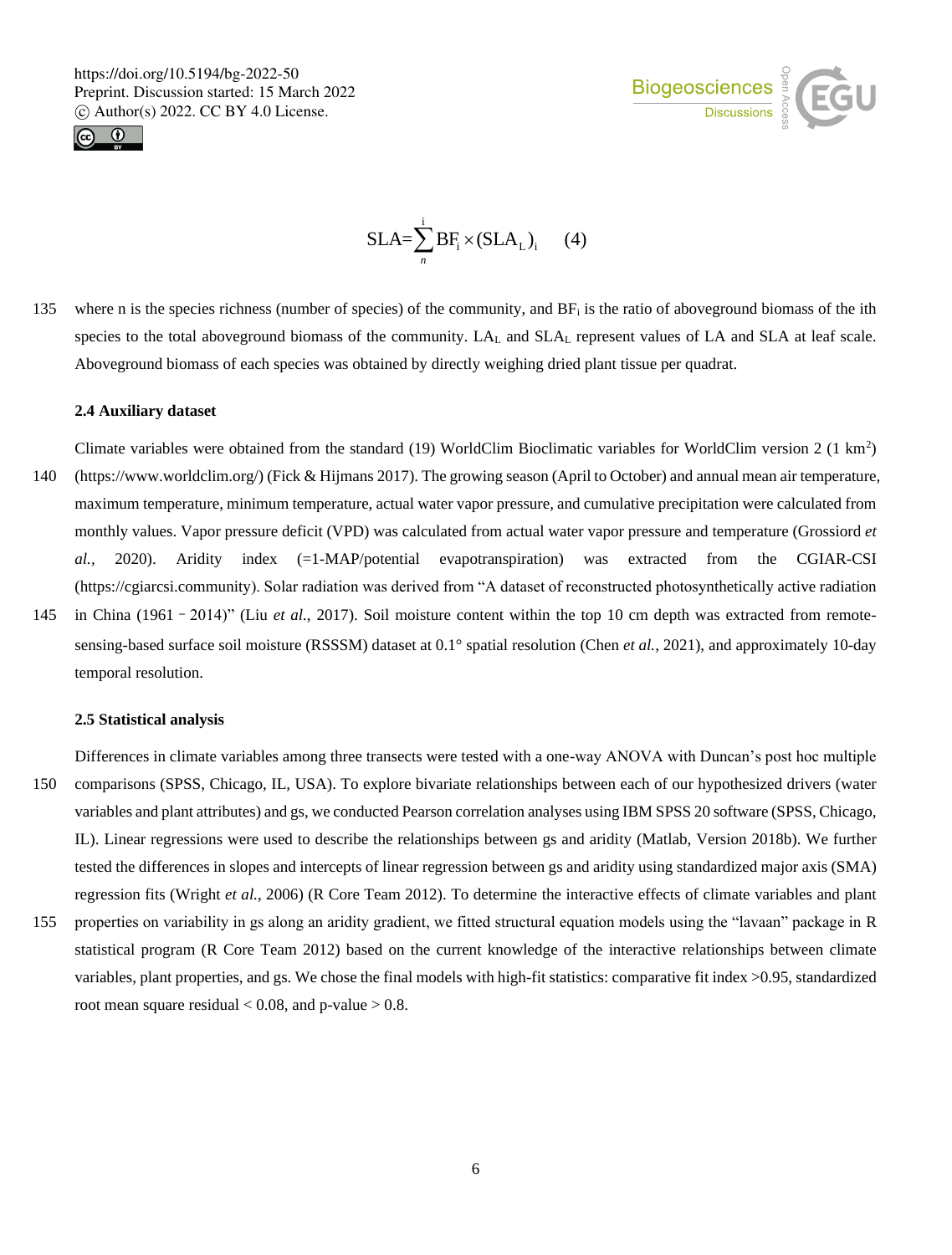$$\mathrm{SLA}=\sum_{n}^{i}\mathrm{BF}_i\times(\mathrm{SLA}_L)_i \quad (4)$$

where n is the species richness (number of species) of the community, and $BF_i$ is the ratio of aboveground biomass of the ith species to the total aboveground biomass of the community. $LA_L$ and $SLA_L$ represent values of LA and SLA at leaf scale. Aboveground biomass of each species was obtained by directly weighing dried plant tissue per quadrat.

### 2.4 Auxiliary dataset

Climate variables were obtained from the standard (19) WorldClim Bioclimatic variables for WorldClim version 2 (1 $km^2$) (https://www.worldclim.org/) (Fick & Hijmans 2017). The growing season (April to October) and annual mean air temperature, maximum temperature, minimum temperature, actual water vapor pressure, and cumulative precipitation were calculated from monthly values. Vapor pressure deficit (VPD) was calculated from actual water vapor pressure and temperature (Grossiord *et al.*, 2020). Aridity index (=1-MAP/potential evapotranspiration) was extracted from the CGIAR-CSI (https://cgiarcsi.community). Solar radiation was derived from "A dataset of reconstructed photosynthetically active radiation in China (1961 - 2014)" (Liu *et al.*, 2017). Soil moisture content within the top 10 cm depth was extracted from remote-sensing-based surface soil moisture (RSSSM) dataset at 0.1° spatial resolution (Chen *et al.*, 2021), and approximately 10-day temporal resolution.

### 2.5 Statistical analysis

Differences in climate variables among three transects were tested with a one-way ANOVA with Duncan's post hoc multiple comparisons (SPSS, Chicago, IL, USA). To explore bivariate relationships between each of our hypothesized drivers (water variables and plant attributes) and gs, we conducted Pearson correlation analyses using IBM SPSS 20 software (SPSS, Chicago, IL). Linear regressions were used to describe the relationships between gs and aridity (Matlab, Version 2018b). We further tested the differences in slopes and intercepts of linear regression between gs and aridity using standardized major axis (SMA) regression fits (Wright *et al.*, 2006) (R Core Team 2012). To determine the interactive effects of climate variables and plant properties on variability in gs along an aridity gradient, we fitted structural equation models using the "lavaan" package in R statistical program (R Core Team 2012) based on the current knowledge of the interactive relationships between climate variables, plant properties, and gs. We chose the final models with high-fit statistics: comparative fit index >0.95, standardized root mean square residual < 0.08, and p-value > 0.8.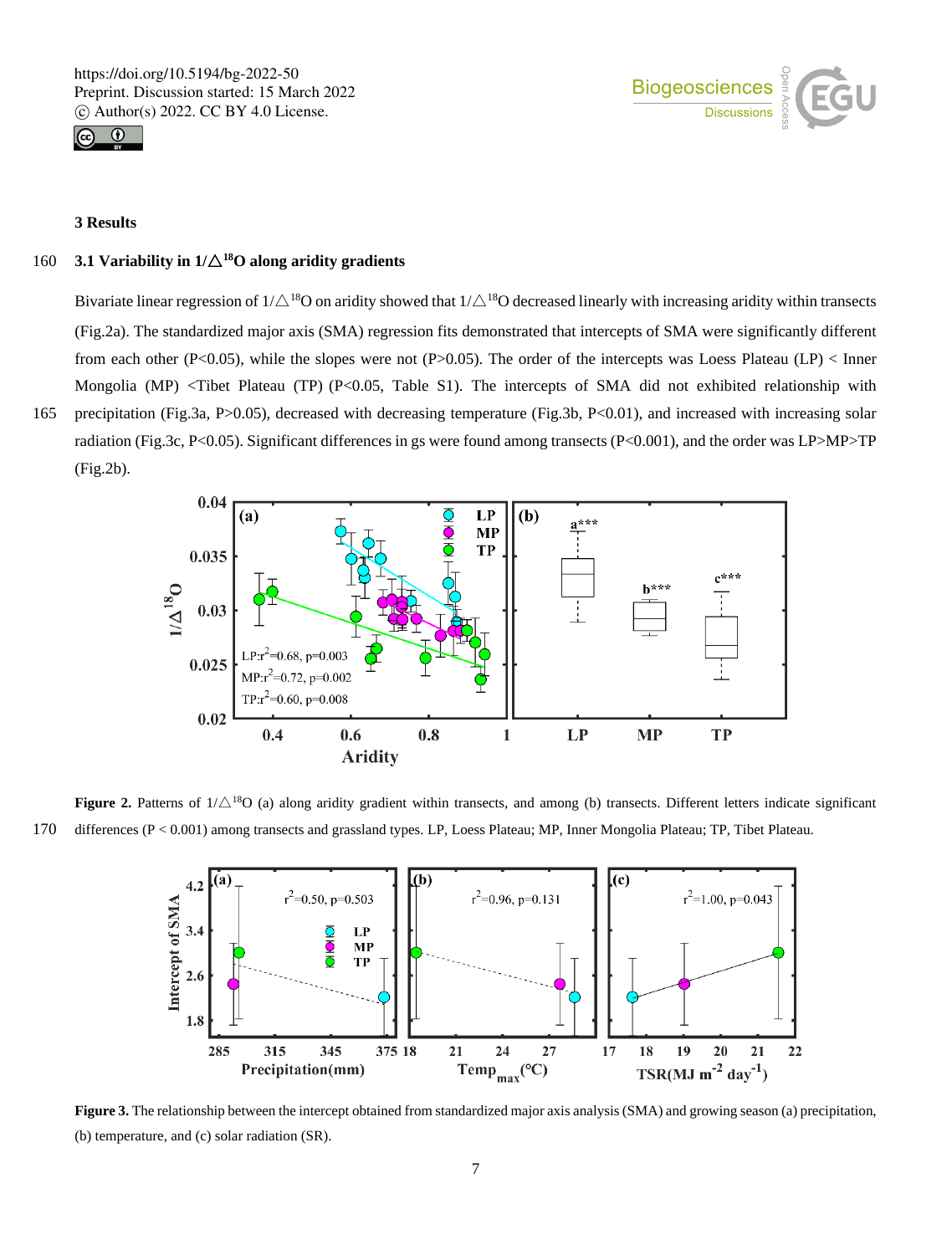## 3 Results

### 3.1 Variability in $1/\triangle^{18}O$ along aridity gradients

Bivariate linear regression of $1/\triangle^{18}O$ on aridity showed that $1/\triangle^{18}O$ decreased linearly with increasing aridity within transects (Fig.2a). The standardized major axis (SMA) regression fits demonstrated that intercepts of SMA were significantly different from each other ($P<0.05$), while the slopes were not ($P>0.05$). The order of the intercepts was Loess Plateau (LP) < Inner Mongolia (MP) <Tibet Plateau (TP) ($P<0.05$, Table S1). The intercepts of SMA did not exhibited relationship with precipitation (Fig.3a, $P>0.05$), decreased with decreasing temperature (Fig.3b, $P<0.01$), and increased with increasing solar radiation (Fig.3c, $P<0.05$). Significant differences in gs were found among transects ($P<0.001$), and the order was LP>MP>TP (Fig.2b).

**Figure 2.** Patterns of $1/\triangle^{18}O$ (a) along aridity gradient within transects, and among (b) transects. Different letters indicate significant differences ($P < 0.001$) among transects and grassland types. LP, Loess Plateau; MP, Inner Mongolia Plateau; TP, Tibet Plateau.

**Figure 3.** The relationship between the intercept obtained from standardized major axis analysis (SMA) and growing season (a) precipitation, (b) temperature, and (c) solar radiation (SR).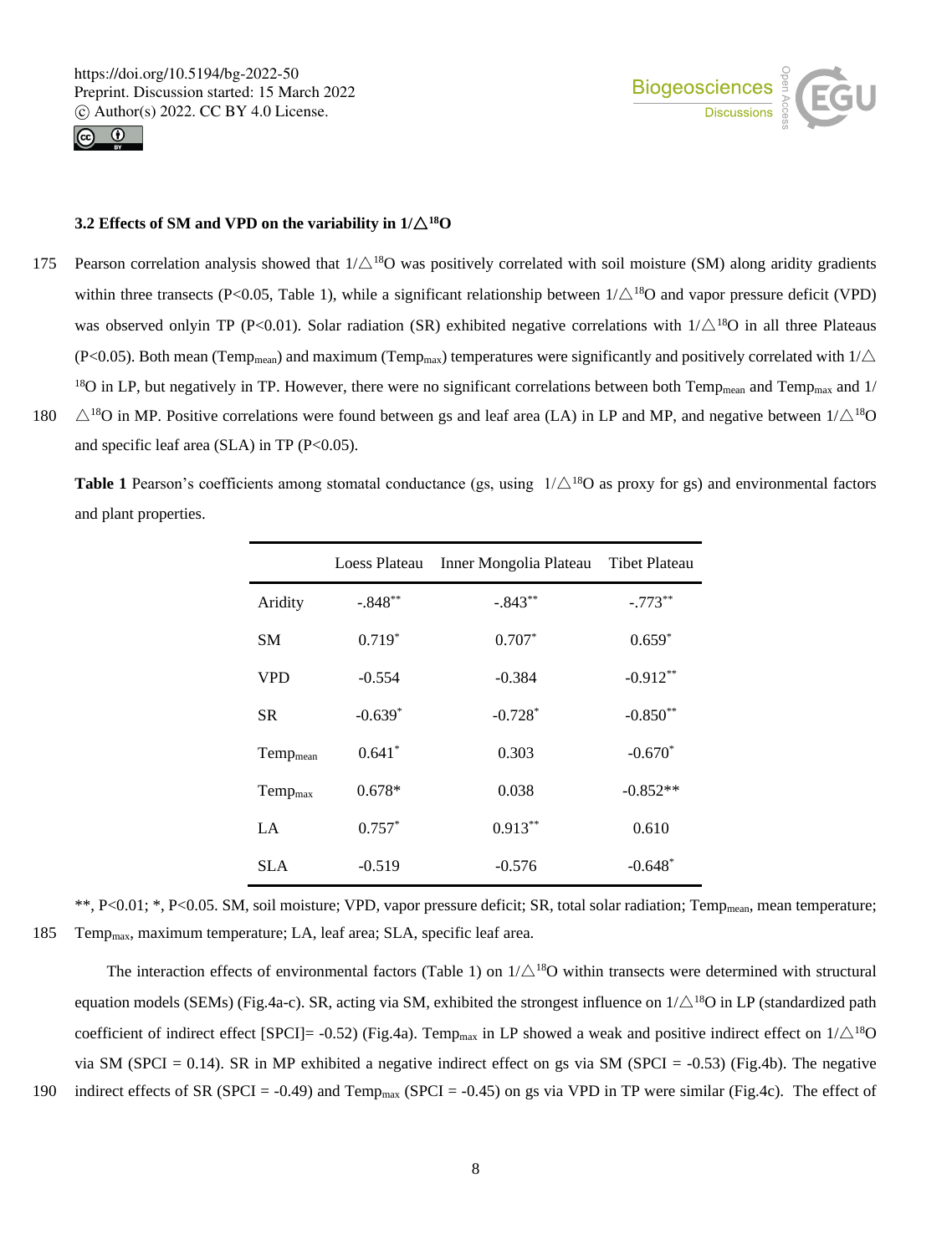### 3.2 Effects of SM and VPD on the variability in $1/\triangle^{18}O$

Pearson correlation analysis showed that $1/\triangle^{18}O$ was positively correlated with soil moisture (SM) along aridity gradients within three transects ($P<0.05$, Table 1), while a significant relationship between $1/\triangle^{18}O$ and vapor pressure deficit (VPD) was observed onlyin TP ($P<0.01$). Solar radiation (SR) exhibited negative correlations with $1/\triangle^{18}O$ in all three Plateaus ($P<0.05$). Both mean ($Temp_{mean}$) and maximum ($Temp_{max}$) temperatures were significantly and positively correlated with $1/\triangle^{18}O$ in LP, but negatively in TP. However, there were no significant correlations between both $Temp_{mean}$ and $Temp_{max}$ and $1/\triangle^{18}O$ in MP. Positive correlations were found between gs and leaf area (LA) in LP and MP, and negative between $1/\triangle^{18}O$ and specific leaf area (SLA) in TP ($P<0.05$).

**Table 1** Pearson's coefficients among stomatal conductance (gs, using $1/\triangle^{18}O$ as proxy for gs) and environmental factors and plant properties.

| | Loess Plateau | Inner Mongolia Plateau | Tibet Plateau |
|---|---|---|---|
| Aridity | -.848** | -.843** | -.773** |
| SM | 0.719* | 0.707* | 0.659* |
| VPD | -0.554 | -0.384 | -0.912** |
| SR | -0.639* | -0.728* | -0.850** |
| $Temp_{mean}$ | 0.641* | 0.303 | -0.670* |
| $Temp_{max}$ | 0.678* | 0.038 | -0.852** |
| LA | 0.757* | 0.913** | 0.610 |
| SLA | -0.519 | -0.576 | -0.648* |

**, $P<0.01$; *, $P<0.05$. SM, soil moisture; VPD, vapor pressure deficit; SR, total solar radiation; $Temp_{mean}$, mean temperature; $Temp_{max}$, maximum temperature; LA, leaf area; SLA, specific leaf area.

The interaction effects of environmental factors (Table 1) on $1/\triangle^{18}O$ within transects were determined with structural equation models (SEMs) (Fig.4a-c). SR, acting via SM, exhibited the strongest influence on $1/\triangle^{18}O$ in LP (standardized path coefficient of indirect effect [SPCI]= -0.52) (Fig.4a). $Temp_{max}$ in LP showed a weak and positive indirect effect on $1/\triangle^{18}O$ via SM (SPCI = 0.14). SR in MP exhibited a negative indirect effect on gs via SM (SPCI = -0.53) (Fig.4b). The negative indirect effects of SR (SPCI = -0.49) and $Temp_{max}$ (SPCI = -0.45) on gs via VPD in TP were similar (Fig.4c). The effect of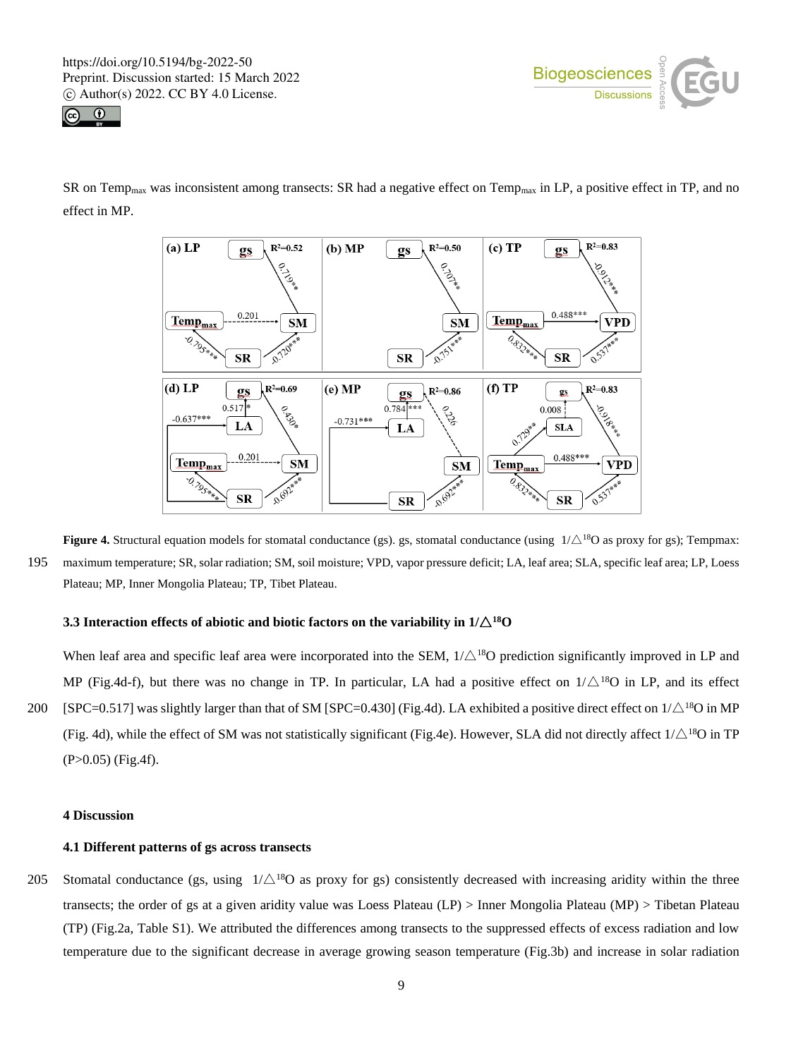SR on $Temp_{max}$ was inconsistent among transects: SR had a negative effect on $Temp_{max}$ in LP, a positive effect in TP, and no effect in MP.

**Figure 4.** Structural equation models for stomatal conductance (gs). gs, stomatal conductance (using $1/\triangle^{18}O$ as proxy for gs); Tempmax: maximum temperature; SR, solar radiation; SM, soil moisture; VPD, vapor pressure deficit; LA, leaf area; SLA, specific leaf area; LP, Loess Plateau; MP, Inner Mongolia Plateau; TP, Tibet Plateau.

### 3.3 Interaction effects of abiotic and biotic factors on the variability in $1/\triangle^{18}O$

When leaf area and specific leaf area were incorporated into the SEM, $1/\triangle^{18}O$ prediction significantly improved in LP and MP (Fig.4d-f), but there was no change in TP. In particular, LA had a positive effect on $1/\triangle^{18}O$ in LP, and its effect [SPC=0.517] was slightly larger than that of SM [SPC=0.430] (Fig.4d). LA exhibited a positive direct effect on $1/\triangle^{18}O$ in MP (Fig. 4d), while the effect of SM was not statistically significant (Fig.4e). However, SLA did not directly affect $1/\triangle^{18}O$ in TP ($P>0.05$) (Fig.4f).

## 4 Discussion

### 4.1 Different patterns of gs across transects

Stomatal conductance (gs, using $1/\triangle^{18}O$ as proxy for gs) consistently decreased with increasing aridity within the three transects; the order of gs at a given aridity value was Loess Plateau (LP) > Inner Mongolia Plateau (MP) > Tibetan Plateau (TP) (Fig.2a, Table S1). We attributed the differences among transects to the suppressed effects of excess radiation and low temperature due to the significant decrease in average growing season temperature (Fig.3b) and increase in solar radiation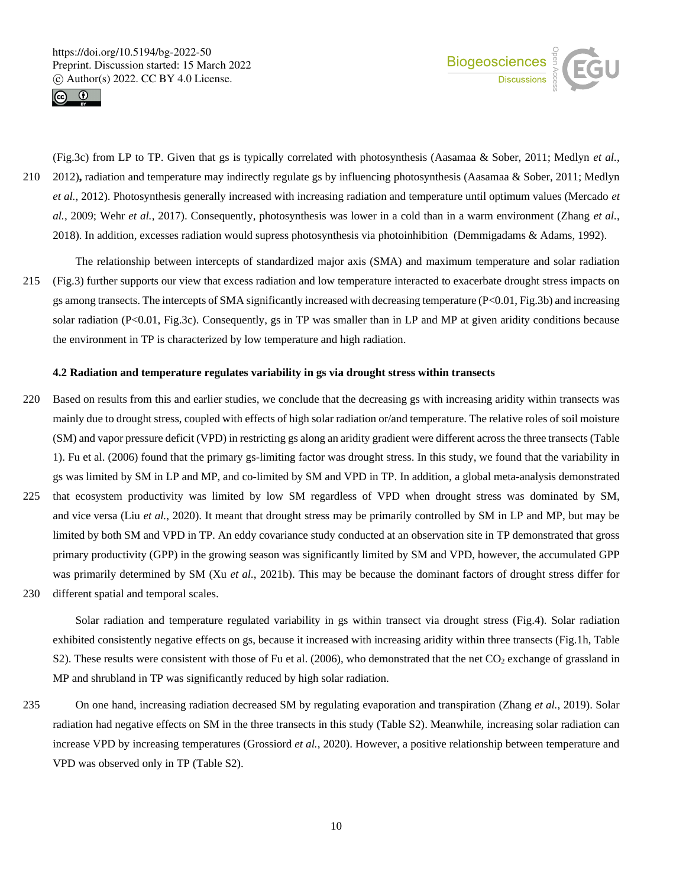(Fig.3c) from LP to TP. Given that gs is typically correlated with photosynthesis (Aasamaa & Sober, 2011; Medlyn *et al.*, 2012)**,** radiation and temperature may indirectly regulate gs by influencing photosynthesis (Aasamaa & Sober, 2011; Medlyn *et al.*, 2012). Photosynthesis generally increased with increasing radiation and temperature until optimum values (Mercado *et al.*, 2009; Wehr *et al.*, 2017). Consequently, photosynthesis was lower in a cold than in a warm environment (Zhang *et al.*, 2018). In addition, excesses radiation would supress photosynthesis via photoinhibition (Demmigadams & Adams, 1992).

The relationship between intercepts of standardized major axis (SMA) and maximum temperature and solar radiation (Fig.3) further supports our view that excess radiation and low temperature interacted to exacerbate drought stress impacts on gs among transects. The intercepts of SMA significantly increased with decreasing temperature ($P<0.01$, Fig.3b) and increasing solar radiation ($P<0.01$, Fig.3c). Consequently, gs in TP was smaller than in LP and MP at given aridity conditions because the environment in TP is characterized by low temperature and high radiation.

### 4.2 Radiation and temperature regulates variability in gs via drought stress within transects

Based on results from this and earlier studies, we conclude that the decreasing gs with increasing aridity within transects was mainly due to drought stress, coupled with effects of high solar radiation or/and temperature. The relative roles of soil moisture (SM) and vapor pressure deficit (VPD) in restricting gs along an aridity gradient were different across the three transects (Table 1). Fu et al. (2006) found that the primary gs-limiting factor was drought stress. In this study, we found that the variability in gs was limited by SM in LP and MP, and co-limited by SM and VPD in TP. In addition, a global meta-analysis demonstrated that ecosystem productivity was limited by low SM regardless of VPD when drought stress was dominated by SM, and vice versa (Liu *et al.*, 2020). It meant that drought stress may be primarily controlled by SM in LP and MP, but may be limited by both SM and VPD in TP. An eddy covariance study conducted at an observation site in TP demonstrated that gross primary productivity (GPP) in the growing season was significantly limited by SM and VPD, however, the accumulated GPP was primarily determined by SM (Xu *et al.*, 2021b). This may be because the dominant factors of drought stress differ for different spatial and temporal scales.

Solar radiation and temperature regulated variability in gs within transect via drought stress (Fig.4). Solar radiation exhibited consistently negative effects on gs, because it increased with increasing aridity within three transects (Fig.1h, Table S2). These results were consistent with those of Fu et al. (2006), who demonstrated that the net $CO_2$ exchange of grassland in MP and shrubland in TP was significantly reduced by high solar radiation.

On one hand, increasing radiation decreased SM by regulating evaporation and transpiration (Zhang *et al.*, 2019). Solar radiation had negative effects on SM in the three transects in this study (Table S2). Meanwhile, increasing solar radiation can increase VPD by increasing temperatures (Grossiord *et al.*, 2020). However, a positive relationship between temperature and VPD was observed only in TP (Table S2).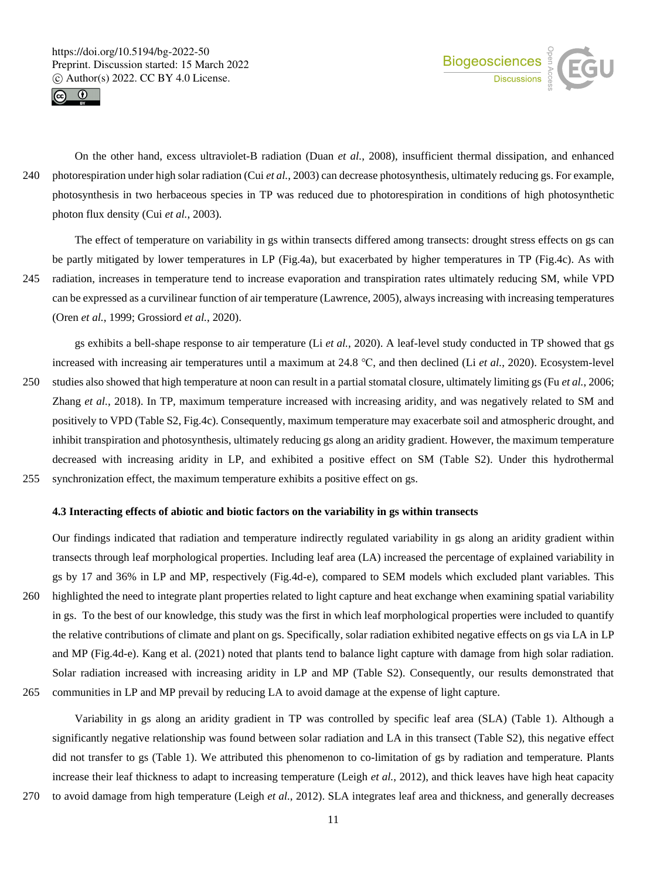On the other hand, excess ultraviolet-B radiation (Duan *et al.*, 2008), insufficient thermal dissipation, and enhanced photorespiration under high solar radiation (Cui *et al.*, 2003) can decrease photosynthesis, ultimately reducing gs. For example, photosynthesis in two herbaceous species in TP was reduced due to photorespiration in conditions of high photosynthetic photon flux density (Cui *et al.*, 2003).

The effect of temperature on variability in gs within transects differed among transects: drought stress effects on gs can be partly mitigated by lower temperatures in LP (Fig.4a), but exacerbated by higher temperatures in TP (Fig.4c). As with radiation, increases in temperature tend to increase evaporation and transpiration rates ultimately reducing SM, while VPD can be expressed as a curvilinear function of air temperature (Lawrence, 2005), always increasing with increasing temperatures (Oren *et al.*, 1999; Grossiord *et al.*, 2020).

gs exhibits a bell-shape response to air temperature (Li *et al.*, 2020). A leaf-level study conducted in TP showed that gs increased with increasing air temperatures until a maximum at 24.8 °C, and then declined (Li *et al.*, 2020). Ecosystem-level studies also showed that high temperature at noon can result in a partial stomatal closure, ultimately limiting gs (Fu *et al.*, 2006; Zhang *et al.*, 2018). In TP, maximum temperature increased with increasing aridity, and was negatively related to SM and positively to VPD (Table S2, Fig.4c). Consequently, maximum temperature may exacerbate soil and atmospheric drought, and inhibit transpiration and photosynthesis, ultimately reducing gs along an aridity gradient. However, the maximum temperature decreased with increasing aridity in LP, and exhibited a positive effect on SM (Table S2). Under this hydrothermal synchronization effect, the maximum temperature exhibits a positive effect on gs.

### 4.3 Interacting effects of abiotic and biotic factors on the variability in gs within transects

Our findings indicated that radiation and temperature indirectly regulated variability in gs along an aridity gradient within transects through leaf morphological properties. Including leaf area (LA) increased the percentage of explained variability in gs by 17 and 36% in LP and MP, respectively (Fig.4d-e), compared to SEM models which excluded plant variables. This highlighted the need to integrate plant properties related to light capture and heat exchange when examining spatial variability in gs. To the best of our knowledge, this study was the first in which leaf morphological properties were included to quantify the relative contributions of climate and plant on gs. Specifically, solar radiation exhibited negative effects on gs via LA in LP and MP (Fig.4d-e). Kang et al. (2021) noted that plants tend to balance light capture with damage from high solar radiation. Solar radiation increased with increasing aridity in LP and MP (Table S2). Consequently, our results demonstrated that communities in LP and MP prevail by reducing LA to avoid damage at the expense of light capture.

Variability in gs along an aridity gradient in TP was controlled by specific leaf area (SLA) (Table 1). Although a significantly negative relationship was found between solar radiation and LA in this transect (Table S2), this negative effect did not transfer to gs (Table 1). We attributed this phenomenon to co-limitation of gs by radiation and temperature. Plants increase their leaf thickness to adapt to increasing temperature (Leigh *et al.*, 2012), and thick leaves have high heat capacity to avoid damage from high temperature (Leigh *et al.*, 2012). SLA integrates leaf area and thickness, and generally decreases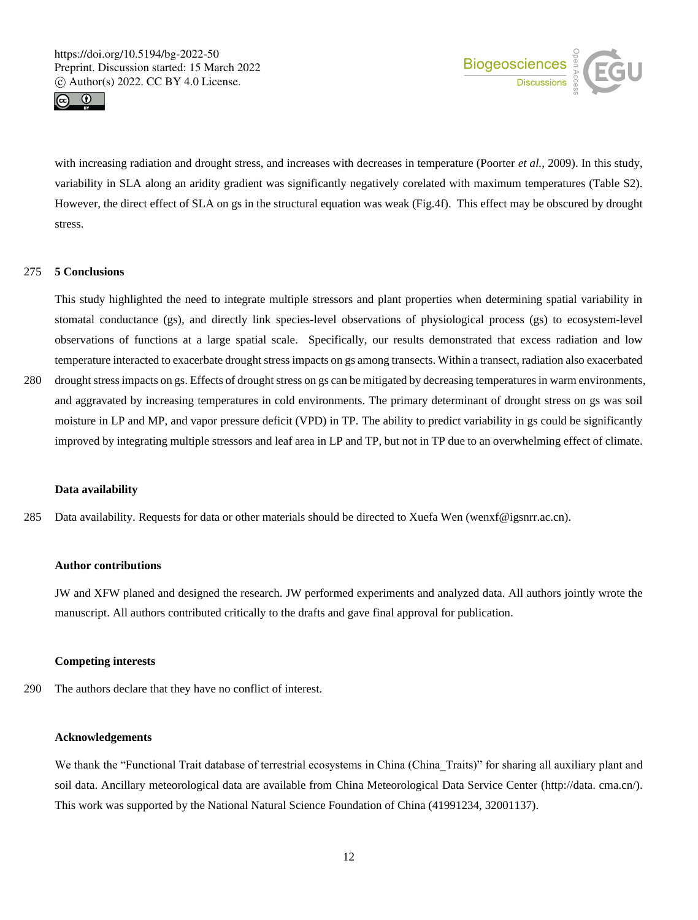with increasing radiation and drought stress, and increases with decreases in temperature (Poorter *et al.*, 2009). In this study, variability in SLA along an aridity gradient was significantly negatively corelated with maximum temperatures (Table S2). However, the direct effect of SLA on gs in the structural equation was weak (Fig.4f). This effect may be obscured by drought stress.

## 5 Conclusions

This study highlighted the need to integrate multiple stressors and plant properties when determining spatial variability in stomatal conductance (gs), and directly link species-level observations of physiological process (gs) to ecosystem-level observations of functions at a large spatial scale. Specifically, our results demonstrated that excess radiation and low temperature interacted to exacerbate drought stress impacts on gs among transects. Within a transect, radiation also exacerbated drought stress impacts on gs. Effects of drought stress on gs can be mitigated by decreasing temperatures in warm environments, and aggravated by increasing temperatures in cold environments. The primary determinant of drought stress on gs was soil moisture in LP and MP, and vapor pressure deficit (VPD) in TP. The ability to predict variability in gs could be significantly improved by integrating multiple stressors and leaf area in LP and TP, but not in TP due to an overwhelming effect of climate.

### Data availability

Data availability. Requests for data or other materials should be directed to Xuefa Wen (wenxf@igsnrr.ac.cn).

### Author contributions

JW and XFW planed and designed the research. JW performed experiments and analyzed data. All authors jointly wrote the manuscript. All authors contributed critically to the drafts and gave final approval for publication.

### Competing interests

The authors declare that they have no conflict of interest.

### Acknowledgements

We thank the "Functional Trait database of terrestrial ecosystems in China (China_Traits)" for sharing all auxiliary plant and soil data. Ancillary meteorological data are available from China Meteorological Data Service Center (http://data. cma.cn/). This work was supported by the National Natural Science Foundation of China (41991234, 32001137).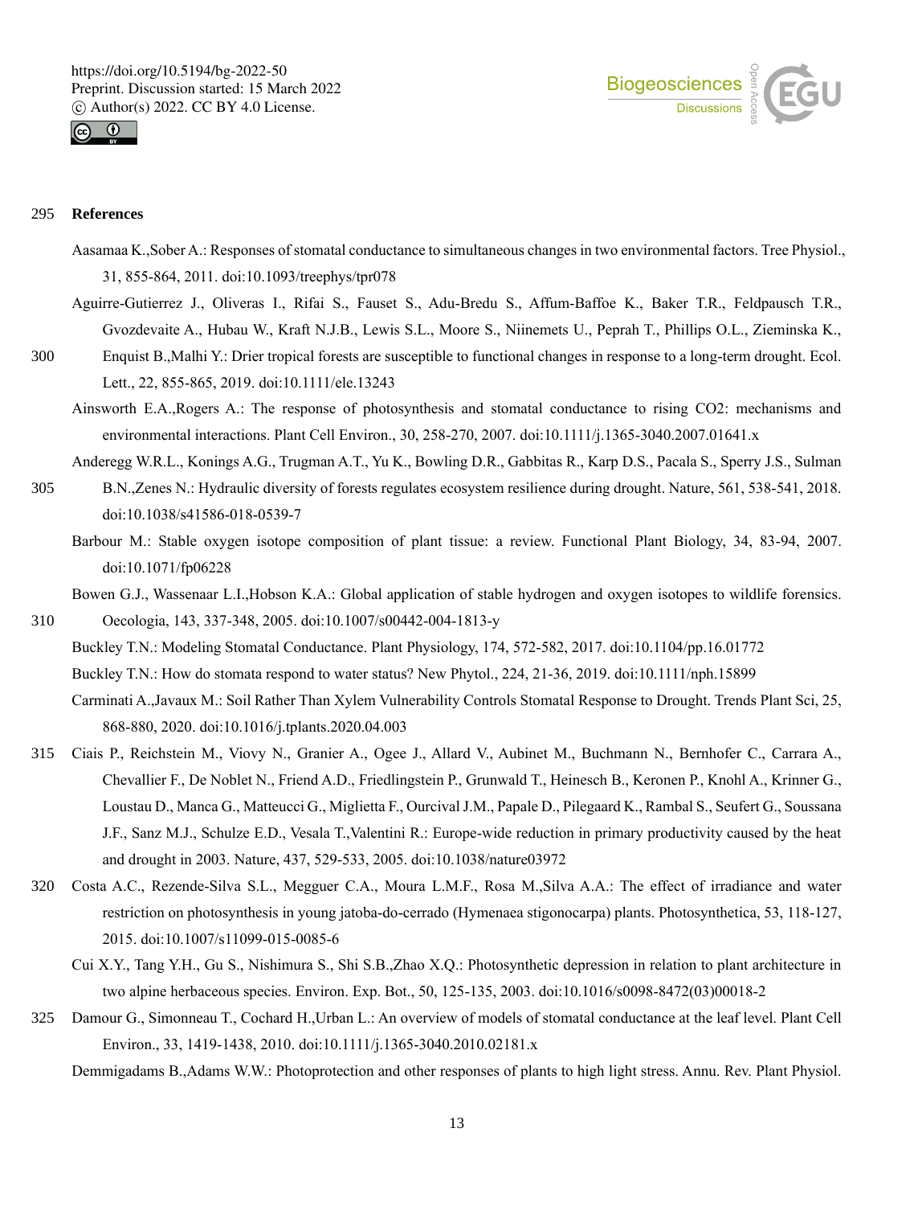## References

Aasamaa K.,Sober A.: Responses of stomatal conductance to simultaneous changes in two environmental factors. Tree Physiol., 31, 855-864, 2011. doi:10.1093/treephys/tpr078

Aguirre-Gutierrez J., Oliveras I., Rifai S., Fauset S., Adu-Bredu S., Affum-Baffoe K., Baker T.R., Feldpausch T.R., Gvozdevaite A., Hubau W., Kraft N.J.B., Lewis S.L., Moore S., Niinemets U., Peprah T., Phillips O.L., Zieminska K., Enquist B.,Malhi Y.: Drier tropical forests are susceptible to functional changes in response to a long-term drought. Ecol. Lett., 22, 855-865, 2019. doi:10.1111/ele.13243

Ainsworth E.A.,Rogers A.: The response of photosynthesis and stomatal conductance to rising CO2: mechanisms and environmental interactions. Plant Cell Environ., 30, 258-270, 2007. doi:10.1111/j.1365-3040.2007.01641.x

Anderegg W.R.L., Konings A.G., Trugman A.T., Yu K., Bowling D.R., Gabbitas R., Karp D.S., Pacala S., Sperry J.S., Sulman B.N.,Zenes N.: Hydraulic diversity of forests regulates ecosystem resilience during drought. Nature, 561, 538-541, 2018. doi:10.1038/s41586-018-0539-7

Barbour M.: Stable oxygen isotope composition of plant tissue: a review. Functional Plant Biology, 34, 83-94, 2007. doi:10.1071/fp06228

Bowen G.J., Wassenaar L.I.,Hobson K.A.: Global application of stable hydrogen and oxygen isotopes to wildlife forensics. Oecologia, 143, 337-348, 2005. doi:10.1007/s00442-004-1813-y

Buckley T.N.: Modeling Stomatal Conductance. Plant Physiology, 174, 572-582, 2017. doi:10.1104/pp.16.01772

Buckley T.N.: How do stomata respond to water status? New Phytol., 224, 21-36, 2019. doi:10.1111/nph.15899

Carminati A.,Javaux M.: Soil Rather Than Xylem Vulnerability Controls Stomatal Response to Drought. Trends Plant Sci, 25, 868-880, 2020. doi:10.1016/j.tplants.2020.04.003

Ciais P., Reichstein M., Viovy N., Granier A., Ogee J., Allard V., Aubinet M., Buchmann N., Bernhofer C., Carrara A., Chevallier F., De Noblet N., Friend A.D., Friedlingstein P., Grunwald T., Heinesch B., Keronen P., Knohl A., Krinner G., Loustau D., Manca G., Matteucci G., Miglietta F., Ourcival J.M., Papale D., Pilegaard K., Rambal S., Seufert G., Soussana J.F., Sanz M.J., Schulze E.D., Vesala T.,Valentini R.: Europe-wide reduction in primary productivity caused by the heat and drought in 2003. Nature, 437, 529-533, 2005. doi:10.1038/nature03972

Costa A.C., Rezende-Silva S.L., Megguer C.A., Moura L.M.F., Rosa M.,Silva A.A.: The effect of irradiance and water restriction on photosynthesis in young jatoba-do-cerrado (Hymenaea stigonocarpa) plants. Photosynthetica, 53, 118-127, 2015. doi:10.1007/s11099-015-0085-6

Cui X.Y., Tang Y.H., Gu S., Nishimura S., Shi S.B.,Zhao X.Q.: Photosynthetic depression in relation to plant architecture in two alpine herbaceous species. Environ. Exp. Bot., 50, 125-135, 2003. doi:10.1016/s0098-8472(03)00018-2

Damour G., Simonneau T., Cochard H.,Urban L.: An overview of models of stomatal conductance at the leaf level. Plant Cell Environ., 33, 1419-1438, 2010. doi:10.1111/j.1365-3040.2010.02181.x

Demmigadams B.,Adams W.W.: Photoprotection and other responses of plants to high light stress. Annu. Rev. Plant Physiol.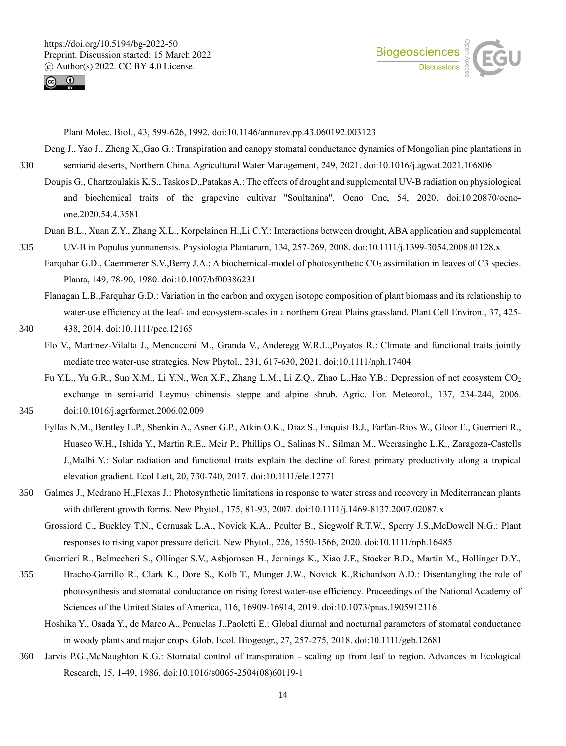Plant Molec. Biol., 43, 599-626, 1992. doi:10.1146/annurev.pp.43.060192.003123

Deng J., Yao J., Zheng X.,Gao G.: Transpiration and canopy stomatal conductance dynamics of Mongolian pine plantations in semiarid deserts, Northern China. Agricultural Water Management, 249, 2021. doi:10.1016/j.agwat.2021.106806

Doupis G., Chartzoulakis K.S., Taskos D.,Patakas A.: The effects of drought and supplemental UV-B radiation on physiological and biochemical traits of the grapevine cultivar "Soultanina". Oeno One, 54, 2020. doi:10.20870/oeno-one.2020.54.4.3581

Duan B.L., Xuan Z.Y., Zhang X.L., Korpelainen H.,Li C.Y.: Interactions between drought, ABA application and supplemental UV-B in Populus yunnanensis. Physiologia Plantarum, 134, 257-269, 2008. doi:10.1111/j.1399-3054.2008.01128.x

Farquhar G.D., Caemmerer S.V.,Berry J.A.: A biochemical-model of photosynthetic $CO_2$ assimilation in leaves of C3 species. Planta, 149, 78-90, 1980. doi:10.1007/bf00386231

Flanagan L.B.,Farquhar G.D.: Variation in the carbon and oxygen isotope composition of plant biomass and its relationship to water-use efficiency at the leaf- and ecosystem-scales in a northern Great Plains grassland. Plant Cell Environ., 37, 425-438, 2014. doi:10.1111/pce.12165

Flo V., Martinez-Vilalta J., Mencuccini M., Granda V., Anderegg W.R.L.,Poyatos R.: Climate and functional traits jointly mediate tree water-use strategies. New Phytol., 231, 617-630, 2021. doi:10.1111/nph.17404

Fu Y.L., Yu G.R., Sun X.M., Li Y.N., Wen X.F., Zhang L.M., Li Z.Q., Zhao L.,Hao Y.B.: Depression of net ecosystem $CO_2$ exchange in semi-arid Leymus chinensis steppe and alpine shrub. Agric. For. Meteorol., 137, 234-244, 2006. doi:10.1016/j.agrformet.2006.02.009

Fyllas N.M., Bentley L.P., Shenkin A., Asner G.P., Atkin O.K., Diaz S., Enquist B.J., Farfan-Rios W., Gloor E., Guerrieri R., Huasco W.H., Ishida Y., Martin R.E., Meir P., Phillips O., Salinas N., Silman M., Weerasinghe L.K., Zaragoza-Castells J.,Malhi Y.: Solar radiation and functional traits explain the decline of forest primary productivity along a tropical elevation gradient. Ecol Lett, 20, 730-740, 2017. doi:10.1111/ele.12771

Galmes J., Medrano H.,Flexas J.: Photosynthetic limitations in response to water stress and recovery in Mediterranean plants with different growth forms. New Phytol., 175, 81-93, 2007. doi:10.1111/j.1469-8137.2007.02087.x

Grossiord C., Buckley T.N., Cernusak L.A., Novick K.A., Poulter B., Siegwolf R.T.W., Sperry J.S.,McDowell N.G.: Plant responses to rising vapor pressure deficit. New Phytol., 226, 1550-1566, 2020. doi:10.1111/nph.16485

Guerrieri R., Belmecheri S., Ollinger S.V., Asbjornsen H., Jennings K., Xiao J.F., Stocker B.D., Martin M., Hollinger D.Y., Bracho-Garrillo R., Clark K., Dore S., Kolb T., Munger J.W., Novick K.,Richardson A.D.: Disentangling the role of photosynthesis and stomatal conductance on rising forest water-use efficiency. Proceedings of the National Academy of Sciences of the United States of America, 116, 16909-16914, 2019. doi:10.1073/pnas.1905912116

Hoshika Y., Osada Y., de Marco A., Penuelas J.,Paoletti E.: Global diurnal and nocturnal parameters of stomatal conductance in woody plants and major crops. Glob. Ecol. Biogeogr., 27, 257-275, 2018. doi:10.1111/geb.12681

Jarvis P.G.,McNaughton K.G.: Stomatal control of transpiration - scaling up from leaf to region. Advances in Ecological Research, 15, 1-49, 1986. doi:10.1016/s0065-2504(08)60119-1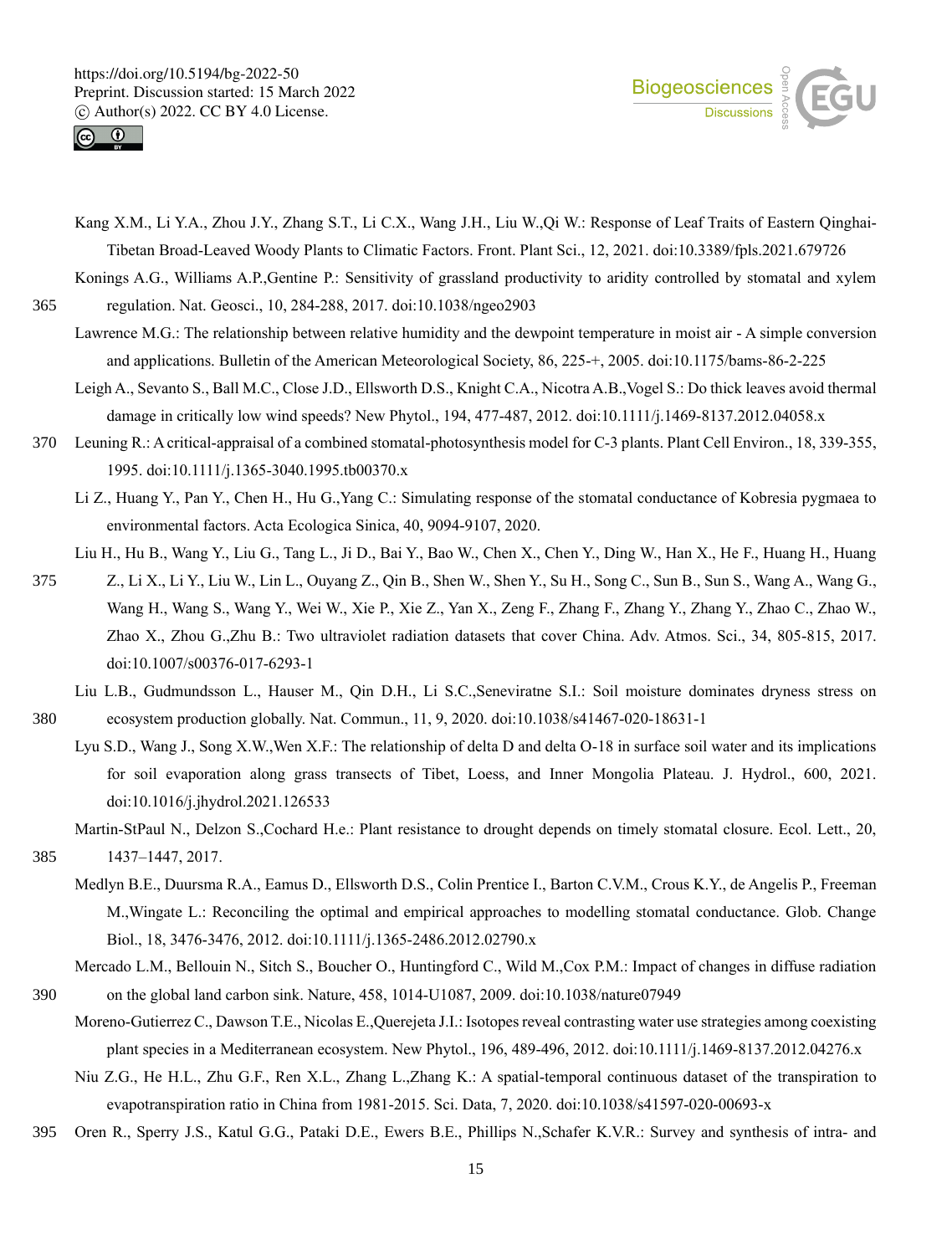Kang X.M., Li Y.A., Zhou J.Y., Zhang S.T., Li C.X., Wang J.H., Liu W.,Qi W.: Response of Leaf Traits of Eastern Qinghai-Tibetan Broad-Leaved Woody Plants to Climatic Factors. Front. Plant Sci., 12, 2021. doi:10.3389/fpls.2021.679726

Konings A.G., Williams A.P.,Gentine P.: Sensitivity of grassland productivity to aridity controlled by stomatal and xylem regulation. Nat. Geosci., 10, 284-288, 2017. doi:10.1038/ngeo2903

Lawrence M.G.: The relationship between relative humidity and the dewpoint temperature in moist air - A simple conversion and applications. Bulletin of the American Meteorological Society, 86, 225-+, 2005. doi:10.1175/bams-86-2-225

Leigh A., Sevanto S., Ball M.C., Close J.D., Ellsworth D.S., Knight C.A., Nicotra A.B.,Vogel S.: Do thick leaves avoid thermal damage in critically low wind speeds? New Phytol., 194, 477-487, 2012. doi:10.1111/j.1469-8137.2012.04058.x

Leuning R.: A critical-appraisal of a combined stomatal-photosynthesis model for C-3 plants. Plant Cell Environ., 18, 339-355, 1995. doi:10.1111/j.1365-3040.1995.tb00370.x

Li Z., Huang Y., Pan Y., Chen H., Hu G.,Yang C.: Simulating response of the stomatal conductance of Kobresia pygmaea to environmental factors. Acta Ecologica Sinica, 40, 9094-9107, 2020.

Liu H., Hu B., Wang Y., Liu G., Tang L., Ji D., Bai Y., Bao W., Chen X., Chen Y., Ding W., Han X., He F., Huang H., Huang Z., Li X., Li Y., Liu W., Lin L., Ouyang Z., Qin B., Shen W., Shen Y., Su H., Song C., Sun B., Sun S., Wang A., Wang G., Wang H., Wang S., Wang Y., Wei W., Xie P., Xie Z., Yan X., Zeng F., Zhang F., Zhang Y., Zhang Y., Zhao C., Zhao W., Zhao X., Zhou G.,Zhu B.: Two ultraviolet radiation datasets that cover China. Adv. Atmos. Sci., 34, 805-815, 2017. doi:10.1007/s00376-017-6293-1

Liu L.B., Gudmundsson L., Hauser M., Qin D.H., Li S.C.,Seneviratne S.I.: Soil moisture dominates dryness stress on ecosystem production globally. Nat. Commun., 11, 9, 2020. doi:10.1038/s41467-020-18631-1

Lyu S.D., Wang J., Song X.W.,Wen X.F.: The relationship of delta D and delta O-18 in surface soil water and its implications for soil evaporation along grass transects of Tibet, Loess, and Inner Mongolia Plateau. J. Hydrol., 600, 2021. doi:10.1016/j.jhydrol.2021.126533

Martin-StPaul N., Delzon S.,Cochard H.e.: Plant resistance to drought depends on timely stomatal closure. Ecol. Lett., 20, 1437–1447, 2017.

Medlyn B.E., Duursma R.A., Eamus D., Ellsworth D.S., Colin Prentice I., Barton C.V.M., Crous K.Y., de Angelis P., Freeman M.,Wingate L.: Reconciling the optimal and empirical approaches to modelling stomatal conductance. Glob. Change Biol., 18, 3476-3476, 2012. doi:10.1111/j.1365-2486.2012.02790.x

Mercado L.M., Bellouin N., Sitch S., Boucher O., Huntingford C., Wild M.,Cox P.M.: Impact of changes in diffuse radiation on the global land carbon sink. Nature, 458, 1014-U1087, 2009. doi:10.1038/nature07949

Moreno-Gutierrez C., Dawson T.E., Nicolas E.,Querejeta J.I.: Isotopes reveal contrasting water use strategies among coexisting plant species in a Mediterranean ecosystem. New Phytol., 196, 489-496, 2012. doi:10.1111/j.1469-8137.2012.04276.x

Niu Z.G., He H.L., Zhu G.F., Ren X.L., Zhang L.,Zhang K.: A spatial-temporal continuous dataset of the transpiration to evapotranspiration ratio in China from 1981-2015. Sci. Data, 7, 2020. doi:10.1038/s41597-020-00693-x

Oren R., Sperry J.S., Katul G.G., Pataki D.E., Ewers B.E., Phillips N.,Schafer K.V.R.: Survey and synthesis of intra- and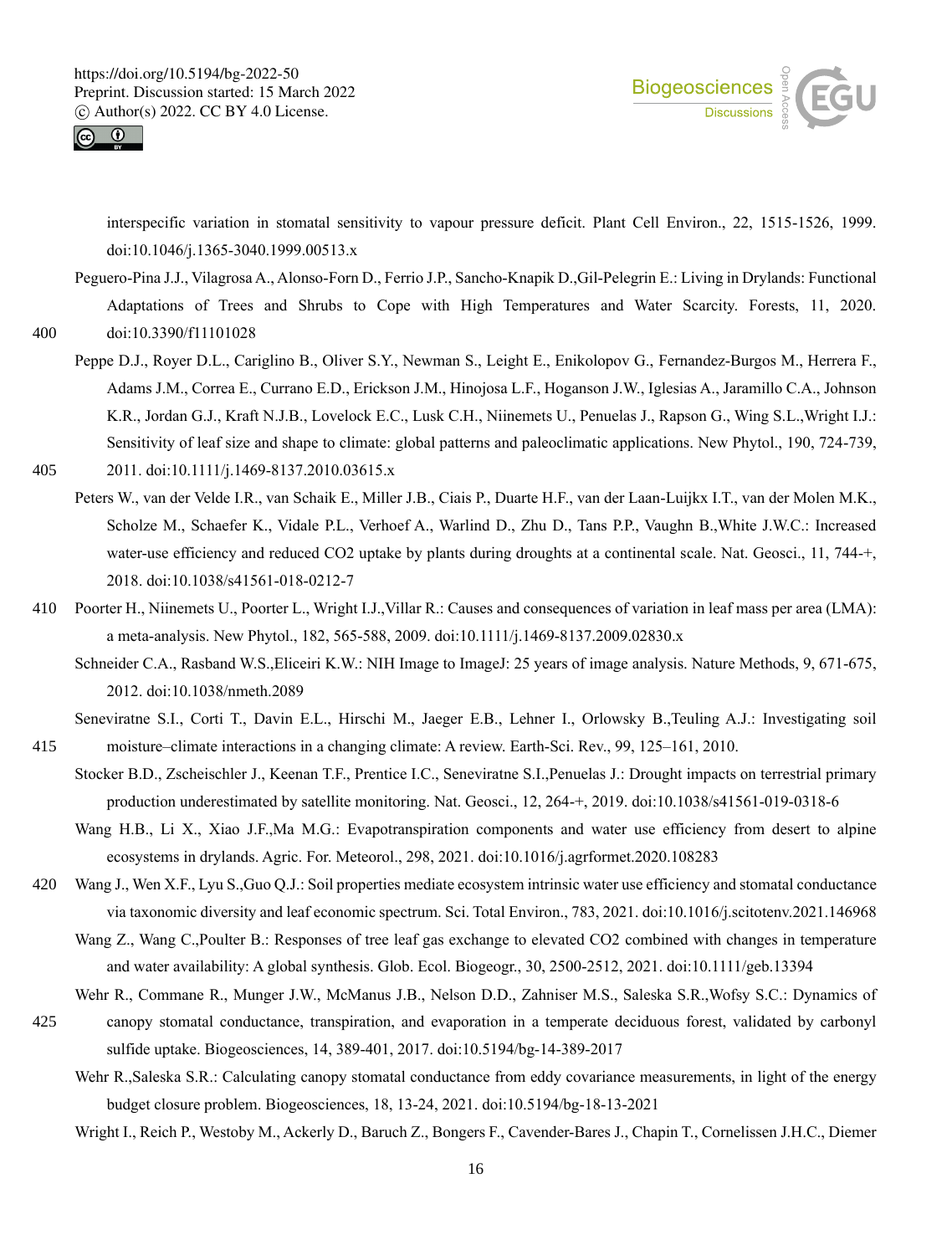interspecific variation in stomatal sensitivity to vapour pressure deficit. Plant Cell Environ., 22, 1515-1526, 1999. doi:10.1046/j.1365-3040.1999.00513.x

Peguero-Pina J.J., Vilagrosa A., Alonso-Forn D., Ferrio J.P., Sancho-Knapik D.,Gil-Pelegrin E.: Living in Drylands: Functional Adaptations of Trees and Shrubs to Cope with High Temperatures and Water Scarcity. Forests, 11, 2020. doi:10.3390/f11101028

Peppe D.J., Royer D.L., Cariglino B., Oliver S.Y., Newman S., Leight E., Enikolopov G., Fernandez-Burgos M., Herrera F., Adams J.M., Correa E., Currano E.D., Erickson J.M., Hinojosa L.F., Hoganson J.W., Iglesias A., Jaramillo C.A., Johnson K.R., Jordan G.J., Kraft N.J.B., Lovelock E.C., Lusk C.H., Niinemets U., Penuelas J., Rapson G., Wing S.L.,Wright I.J.: Sensitivity of leaf size and shape to climate: global patterns and paleoclimatic applications. New Phytol., 190, 724-739, 2011. doi:10.1111/j.1469-8137.2010.03615.x

Peters W., van der Velde I.R., van Schaik E., Miller J.B., Ciais P., Duarte H.F., van der Laan-Luijkx I.T., van der Molen M.K., Scholze M., Schaefer K., Vidale P.L., Verhoef A., Warlind D., Zhu D., Tans P.P., Vaughn B.,White J.W.C.: Increased water-use efficiency and reduced CO2 uptake by plants during droughts at a continental scale. Nat. Geosci., 11, 744-+, 2018. doi:10.1038/s41561-018-0212-7

Poorter H., Niinemets U., Poorter L., Wright I.J.,Villar R.: Causes and consequences of variation in leaf mass per area (LMA): a meta-analysis. New Phytol., 182, 565-588, 2009. doi:10.1111/j.1469-8137.2009.02830.x

Schneider C.A., Rasband W.S.,Eliceiri K.W.: NIH Image to ImageJ: 25 years of image analysis. Nature Methods, 9, 671-675, 2012. doi:10.1038/nmeth.2089

Seneviratne S.I., Corti T., Davin E.L., Hirschi M., Jaeger E.B., Lehner I., Orlowsky B.,Teuling A.J.: Investigating soil moisture–climate interactions in a changing climate: A review. Earth-Sci. Rev., 99, 125–161, 2010.

Stocker B.D., Zscheischler J., Keenan T.F., Prentice I.C., Seneviratne S.I.,Penuelas J.: Drought impacts on terrestrial primary production underestimated by satellite monitoring. Nat. Geosci., 12, 264-+, 2019. doi:10.1038/s41561-019-0318-6

Wang H.B., Li X., Xiao J.F.,Ma M.G.: Evapotranspiration components and water use efficiency from desert to alpine ecosystems in drylands. Agric. For. Meteorol., 298, 2021. doi:10.1016/j.agrformet.2020.108283

Wang J., Wen X.F., Lyu S.,Guo Q.J.: Soil properties mediate ecosystem intrinsic water use efficiency and stomatal conductance via taxonomic diversity and leaf economic spectrum. Sci. Total Environ., 783, 2021. doi:10.1016/j.scitotenv.2021.146968

Wang Z., Wang C.,Poulter B.: Responses of tree leaf gas exchange to elevated CO2 combined with changes in temperature and water availability: A global synthesis. Glob. Ecol. Biogeogr., 30, 2500-2512, 2021. doi:10.1111/geb.13394

Wehr R., Commane R., Munger J.W., McManus J.B., Nelson D.D., Zahniser M.S., Saleska S.R.,Wofsy S.C.: Dynamics of canopy stomatal conductance, transpiration, and evaporation in a temperate deciduous forest, validated by carbonyl sulfide uptake. Biogeosciences, 14, 389-401, 2017. doi:10.5194/bg-14-389-2017

Wehr R.,Saleska S.R.: Calculating canopy stomatal conductance from eddy covariance measurements, in light of the energy budget closure problem. Biogeosciences, 18, 13-24, 2021. doi:10.5194/bg-18-13-2021

Wright I., Reich P., Westoby M., Ackerly D., Baruch Z., Bongers F., Cavender-Bares J., Chapin T., Cornelissen J.H.C., Diemer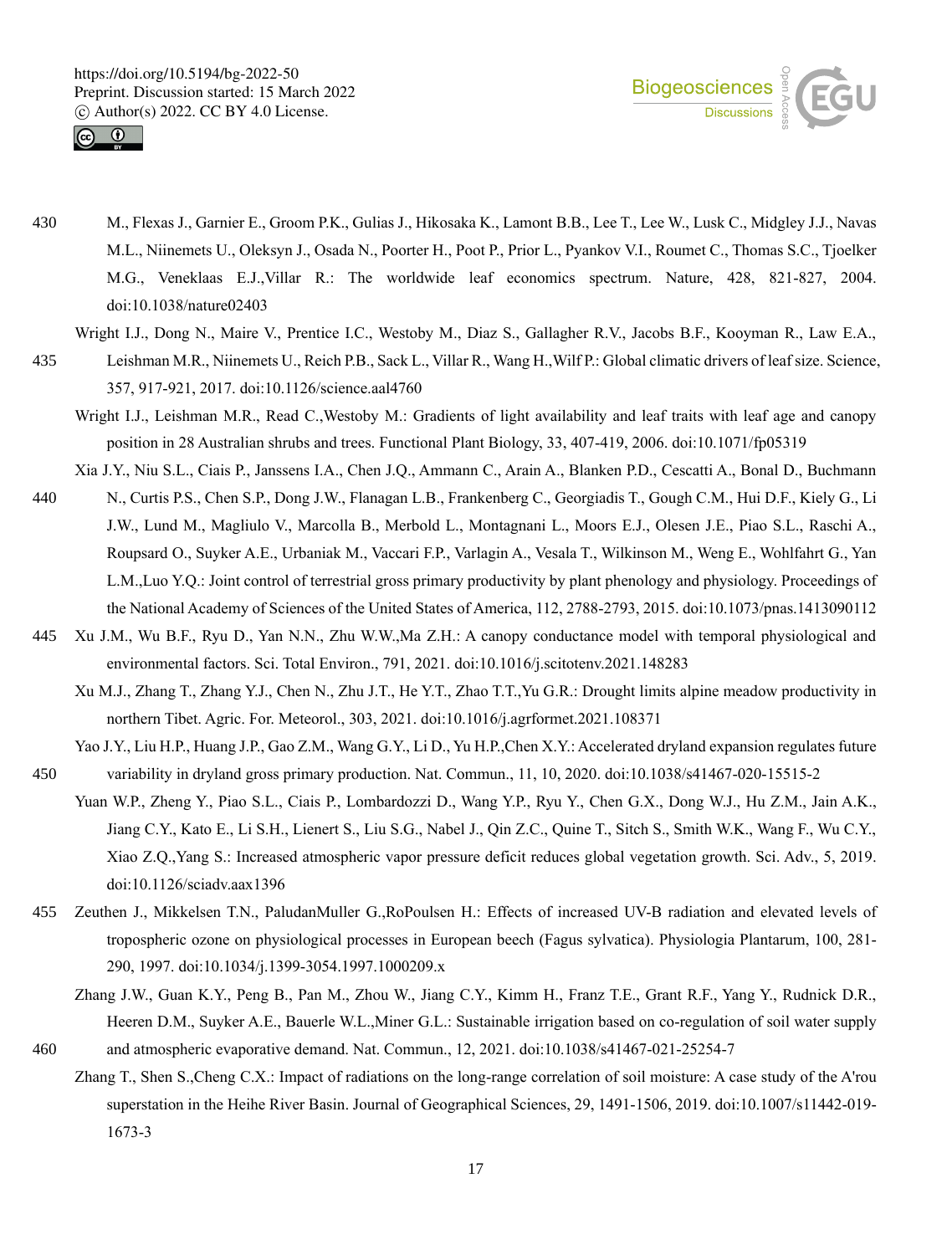M., Flexas J., Garnier E., Groom P.K., Gulias J., Hikosaka K., Lamont B.B., Lee T., Lee W., Lusk C., Midgley J.J., Navas M.L., Niinemets U., Oleksyn J., Osada N., Poorter H., Poot P., Prior L., Pyankov V.I., Roumet C., Thomas S.C., Tjoelker M.G., Veneklaas E.J.,Villar R.: The worldwide leaf economics spectrum. Nature, 428, 821-827, 2004. doi:10.1038/nature02403

Wright I.J., Dong N., Maire V., Prentice I.C., Westoby M., Diaz S., Gallagher R.V., Jacobs B.F., Kooyman R., Law E.A., Leishman M.R., Niinemets U., Reich P.B., Sack L., Villar R., Wang H.,Wilf P.: Global climatic drivers of leaf size. Science, 357, 917-921, 2017. doi:10.1126/science.aal4760

Wright I.J., Leishman M.R., Read C.,Westoby M.: Gradients of light availability and leaf traits with leaf age and canopy position in 28 Australian shrubs and trees. Functional Plant Biology, 33, 407-419, 2006. doi:10.1071/fp05319

Xia J.Y., Niu S.L., Ciais P., Janssens I.A., Chen J.Q., Ammann C., Arain A., Blanken P.D., Cescatti A., Bonal D., Buchmann N., Curtis P.S., Chen S.P., Dong J.W., Flanagan L.B., Frankenberg C., Georgiadis T., Gough C.M., Hui D.F., Kiely G., Li J.W., Lund M., Magliulo V., Marcolla B., Merbold L., Montagnani L., Moors E.J., Olesen J.E., Piao S.L., Raschi A., Roupsard O., Suyker A.E., Urbaniak M., Vaccari F.P., Varlagin A., Vesala T., Wilkinson M., Weng E., Wohlfahrt G., Yan L.M.,Luo Y.Q.: Joint control of terrestrial gross primary productivity by plant phenology and physiology. Proceedings of the National Academy of Sciences of the United States of America, 112, 2788-2793, 2015. doi:10.1073/pnas.1413090112

Xu J.M., Wu B.F., Ryu D., Yan N.N., Zhu W.W.,Ma Z.H.: A canopy conductance model with temporal physiological and environmental factors. Sci. Total Environ., 791, 2021. doi:10.1016/j.scitotenv.2021.148283

Xu M.J., Zhang T., Zhang Y.J., Chen N., Zhu J.T., He Y.T., Zhao T.T.,Yu G.R.: Drought limits alpine meadow productivity in northern Tibet. Agric. For. Meteorol., 303, 2021. doi:10.1016/j.agrformet.2021.108371

Yao J.Y., Liu H.P., Huang J.P., Gao Z.M., Wang G.Y., Li D., Yu H.P.,Chen X.Y.: Accelerated dryland expansion regulates future variability in dryland gross primary production. Nat. Commun., 11, 10, 2020. doi:10.1038/s41467-020-15515-2

Yuan W.P., Zheng Y., Piao S.L., Ciais P., Lombardozzi D., Wang Y.P., Ryu Y., Chen G.X., Dong W.J., Hu Z.M., Jain A.K., Jiang C.Y., Kato E., Li S.H., Lienert S., Liu S.G., Nabel J., Qin Z.C., Quine T., Sitch S., Smith W.K., Wang F., Wu C.Y., Xiao Z.Q.,Yang S.: Increased atmospheric vapor pressure deficit reduces global vegetation growth. Sci. Adv., 5, 2019. doi:10.1126/sciadv.aax1396

Zeuthen J., Mikkelsen T.N., PaludanMuller G.,RoPoulsen H.: Effects of increased UV-B radiation and elevated levels of tropospheric ozone on physiological processes in European beech (Fagus sylvatica). Physiologia Plantarum, 100, 281-290, 1997. doi:10.1034/j.1399-3054.1997.1000209.x

Zhang J.W., Guan K.Y., Peng B., Pan M., Zhou W., Jiang C.Y., Kimm H., Franz T.E., Grant R.F., Yang Y., Rudnick D.R., Heeren D.M., Suyker A.E., Bauerle W.L.,Miner G.L.: Sustainable irrigation based on co-regulation of soil water supply and atmospheric evaporative demand. Nat. Commun., 12, 2021. doi:10.1038/s41467-021-25254-7

Zhang T., Shen S.,Cheng C.X.: Impact of radiations on the long-range correlation of soil moisture: A case study of the A'rou superstation in the Heihe River Basin. Journal of Geographical Sciences, 29, 1491-1506, 2019. doi:10.1007/s11442-019-1673-3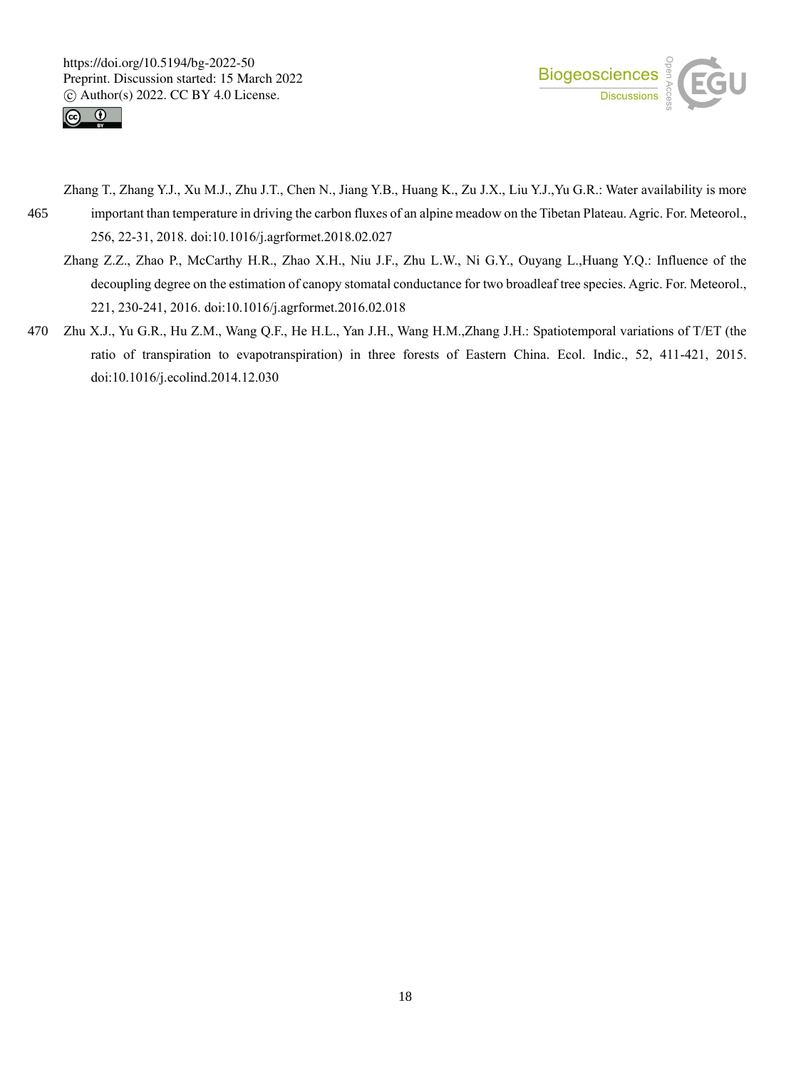Zhang T., Zhang Y.J., Xu M.J., Zhu J.T., Chen N., Jiang Y.B., Huang K., Zu J.X., Liu Y.J.,Yu G.R.: Water availability is more important than temperature in driving the carbon fluxes of an alpine meadow on the Tibetan Plateau. Agric. For. Meteorol., 256, 22-31, 2018. doi:10.1016/j.agrformet.2018.02.027

Zhang Z.Z., Zhao P., McCarthy H.R., Zhao X.H., Niu J.F., Zhu L.W., Ni G.Y., Ouyang L.,Huang Y.Q.: Influence of the decoupling degree on the estimation of canopy stomatal conductance for two broadleaf tree species. Agric. For. Meteorol., 221, 230-241, 2016. doi:10.1016/j.agrformet.2016.02.018

Zhu X.J., Yu G.R., Hu Z.M., Wang Q.F., He H.L., Yan J.H., Wang H.M.,Zhang J.H.: Spatiotemporal variations of T/ET (the ratio of transpiration to evapotranspiration) in three forests of Eastern China. Ecol. Indic., 52, 411-421, 2015. doi:10.1016/j.ecolind.2014.12.030